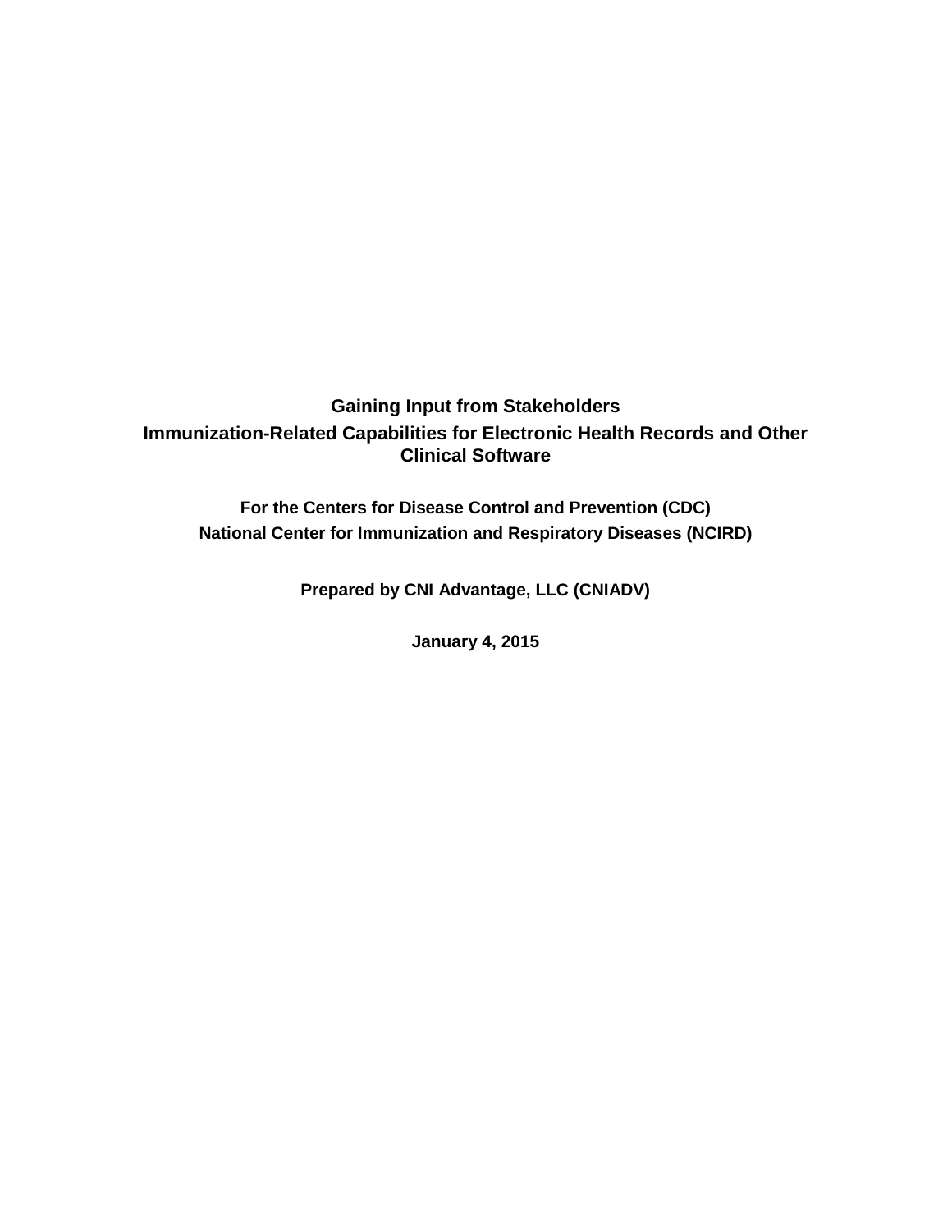# Gaining Input from Stakeholders

## Immunization-Related Capabilities for Electronic Health Records and Other Clinical Software

**For the Centers for Disease Control and Prevention (CDC)**

**National Center for Immunization and Respiratory Diseases (NCIRD)**

**Prepared by CNI Advantage, LLC (CNIADV)**

**January 4, 2015**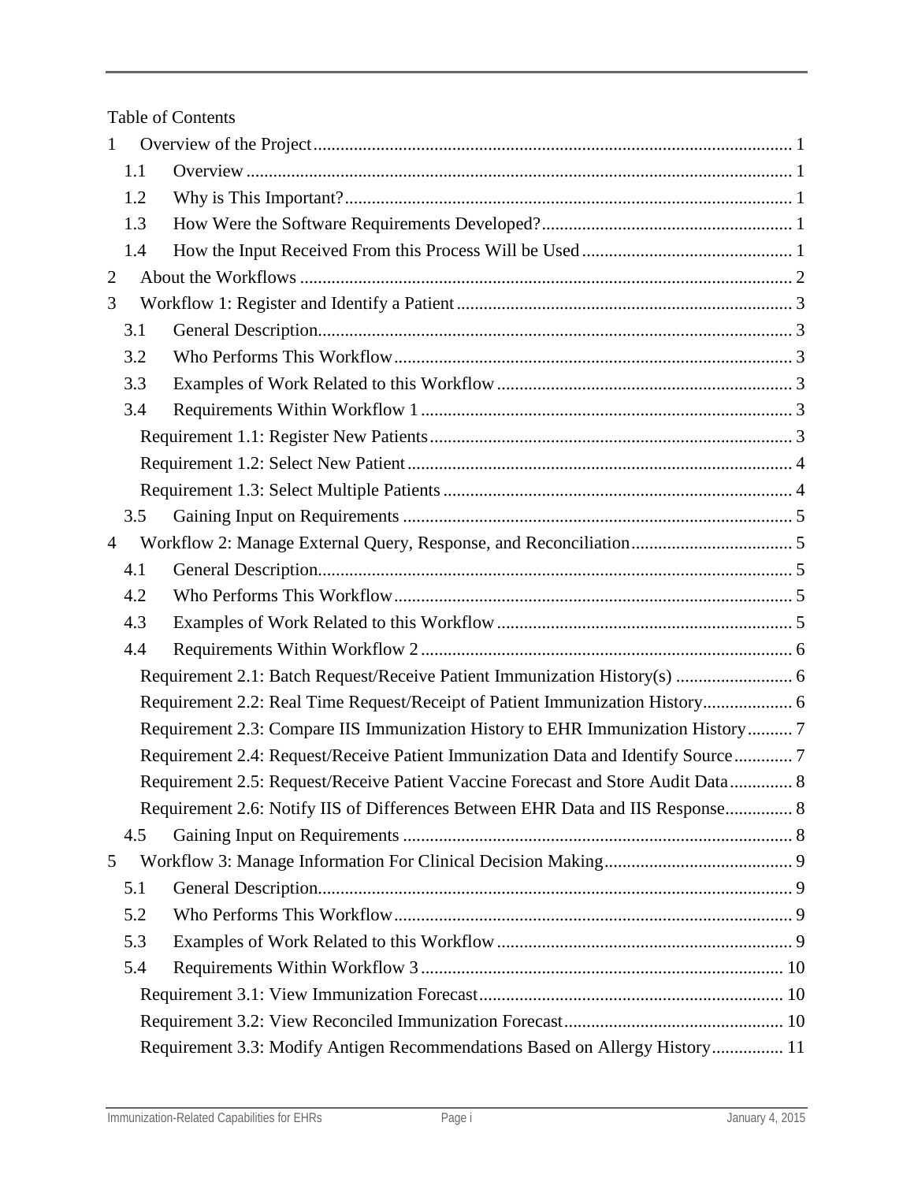Table of Contents

- 1 Overview of the Project ..... 1
  - 1.1 Overview ..... 1
  - 1.2 Why is This Important? ..... 1
  - 1.3 How Were the Software Requirements Developed? ..... 1
  - 1.4 How the Input Received From this Process Will be Used ..... 1
- 2 About the Workflows ..... 2
- 3 Workflow 1: Register and Identify a Patient ..... 3
  - 3.1 General Description ..... 3
  - 3.2 Who Performs This Workflow ..... 3
  - 3.3 Examples of Work Related to this Workflow ..... 3
  - 3.4 Requirements Within Workflow 1 ..... 3
    - Requirement 1.1: Register New Patients ..... 3
    - Requirement 1.2: Select New Patient ..... 4
    - Requirement 1.3: Select Multiple Patients ..... 4
  - 3.5 Gaining Input on Requirements ..... 5
- 4 Workflow 2: Manage External Query, Response, and Reconciliation ..... 5
  - 4.1 General Description ..... 5
  - 4.2 Who Performs This Workflow ..... 5
  - 4.3 Examples of Work Related to this Workflow ..... 5
  - 4.4 Requirements Within Workflow 2 ..... 6
    - Requirement 2.1: Batch Request/Receive Patient Immunization History(s) ..... 6
    - Requirement 2.2: Real Time Request/Receipt of Patient Immunization History ..... 6
    - Requirement 2.3: Compare IIS Immunization History to EHR Immunization History ..... 7
    - Requirement 2.4: Request/Receive Patient Immunization Data and Identify Source ..... 7
    - Requirement 2.5: Request/Receive Patient Vaccine Forecast and Store Audit Data ..... 8
    - Requirement 2.6: Notify IIS of Differences Between EHR Data and IIS Response ..... 8
  - 4.5 Gaining Input on Requirements ..... 8
- 5 Workflow 3: Manage Information For Clinical Decision Making ..... 9
  - 5.1 General Description ..... 9
  - 5.2 Who Performs This Workflow ..... 9
  - 5.3 Examples of Work Related to this Workflow ..... 9
  - 5.4 Requirements Within Workflow 3 ..... 10
    - Requirement 3.1: View Immunization Forecast ..... 10
    - Requirement 3.2: View Reconciled Immunization Forecast ..... 10
    - Requirement 3.3: Modify Antigen Recommendations Based on Allergy History ..... 11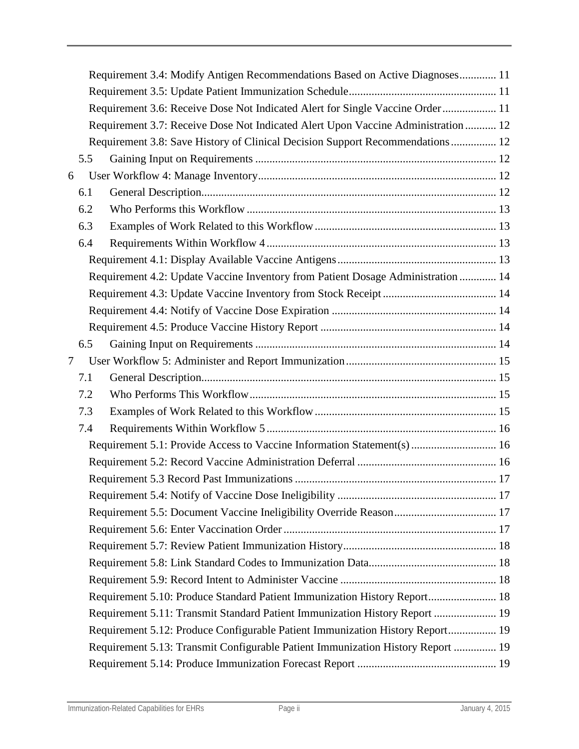Requirement 3.4: Modify Antigen Recommendations Based on Active Diagnoses............. 11

Requirement 3.5: Update Patient Immunization Schedule.................................................... 11

Requirement 3.6: Receive Dose Not Indicated Alert for Single Vaccine Order................... 11

Requirement 3.7: Receive Dose Not Indicated Alert Upon Vaccine Administration........... 12

Requirement 3.8: Save History of Clinical Decision Support Recommendations................ 12

5.5 Gaining Input on Requirements .................................................................................... 12

6 User Workflow 4: Manage Inventory.................................................................................... 12

6.1 General Description....................................................................................................... 12

6.2 Who Performs this Workflow ....................................................................................... 13

6.3 Examples of Work Related to this Workflow ................................................................ 13

6.4 Requirements Within Workflow 4 ................................................................................ 13

Requirement 4.1: Display Available Vaccine Antigens........................................................ 13

Requirement 4.2: Update Vaccine Inventory from Patient Dosage Administration ............. 14

Requirement 4.3: Update Vaccine Inventory from Stock Receipt ........................................ 14

Requirement 4.4: Notify of Vaccine Dose Expiration .......................................................... 14

Requirement 4.5: Produce Vaccine History Report ............................................................. 14

6.5 Gaining Input on Requirements .................................................................................... 14

7 User Workflow 5: Administer and Report Immunization..................................................... 15

7.1 General Description....................................................................................................... 15

7.2 Who Performs This Workflow...................................................................................... 15

7.3 Examples of Work Related to this Workflow ................................................................ 15

7.4 Requirements Within Workflow 5 ................................................................................ 16

Requirement 5.1: Provide Access to Vaccine Information Statement(s) .............................. 16

Requirement 5.2: Record Vaccine Administration Deferral ................................................. 16

Requirement 5.3 Record Past Immunizations ....................................................................... 17

Requirement 5.4: Notify of Vaccine Dose Ineligibility ........................................................ 17

Requirement 5.5: Document Vaccine Ineligibility Override Reason.................................... 17

Requirement 5.6: Enter Vaccination Order ........................................................................... 17

Requirement 5.7: Review Patient Immunization History...................................................... 18

Requirement 5.8: Link Standard Codes to Immunization Data............................................. 18

Requirement 5.9: Record Intent to Administer Vaccine ....................................................... 18

Requirement 5.10: Produce Standard Patient Immunization History Report........................ 18

Requirement 5.11: Transmit Standard Patient Immunization History Report ...................... 19

Requirement 5.12: Produce Configurable Patient Immunization History Report................. 19

Requirement 5.13: Transmit Configurable Patient Immunization History Report ............... 19

Requirement 5.14: Produce Immunization Forecast Report ................................................. 19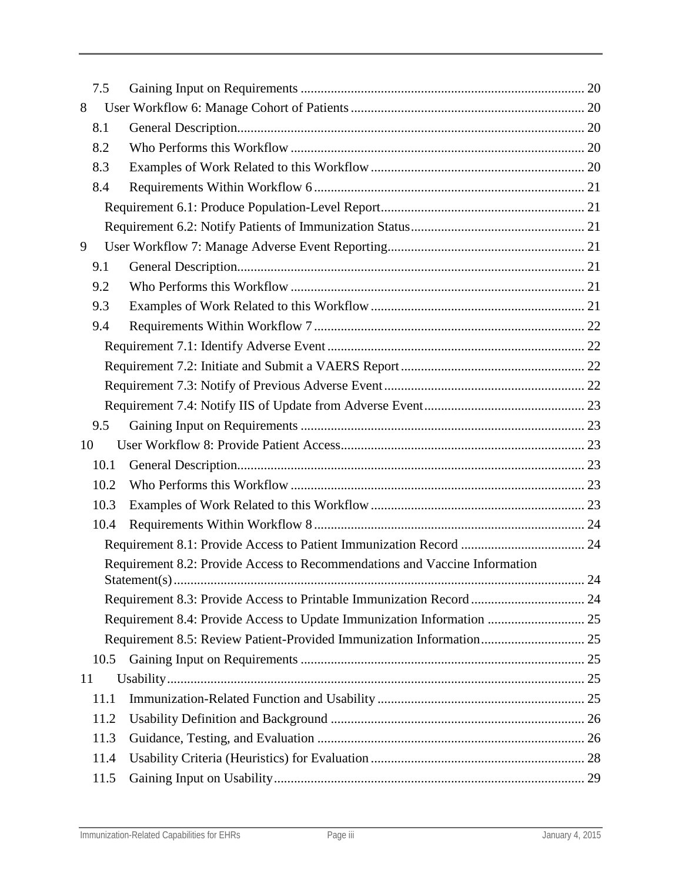7.5 Gaining Input on Requirements ..................................................................................... 20

8 User Workflow 6: Manage Cohort of Patients ..................................................................... 20

8.1 General Description........................................................................................................ 20

8.2 Who Performs this Workflow ........................................................................................ 20

8.3 Examples of Work Related to this Workflow ................................................................ 20

8.4 Requirements Within Workflow 6 ................................................................................. 21

Requirement 6.1: Produce Population-Level Report............................................................ 21

Requirement 6.2: Notify Patients of Immunization Status................................................... 21

9 User Workflow 7: Manage Adverse Event Reporting.......................................................... 21

9.1 General Description........................................................................................................ 21

9.2 Who Performs this Workflow ........................................................................................ 21

9.3 Examples of Work Related to this Workflow ................................................................ 21

9.4 Requirements Within Workflow 7 ................................................................................. 22

Requirement 7.1: Identify Adverse Event ............................................................................ 22

Requirement 7.2: Initiate and Submit a VAERS Report ...................................................... 22

Requirement 7.3: Notify of Previous Adverse Event ........................................................... 22

Requirement 7.4: Notify IIS of Update from Adverse Event................................................ 23

9.5 Gaining Input on Requirements ..................................................................................... 23

10 User Workflow 8: Provide Patient Access......................................................................... 23

10.1 General Description........................................................................................................ 23

10.2 Who Performs this Workflow ........................................................................................ 23

10.3 Examples of Work Related to this Workflow ................................................................ 23

10.4 Requirements Within Workflow 8 ................................................................................. 24

Requirement 8.1: Provide Access to Patient Immunization Record ..................................... 24

Requirement 8.2: Provide Access to Recommendations and Vaccine Information Statement(s)........................................................................................................................... 24

Requirement 8.3: Provide Access to Printable Immunization Record .................................. 24

Requirement 8.4: Provide Access to Update Immunization Information ............................. 25

Requirement 8.5: Review Patient-Provided Immunization Information............................... 25

10.5 Gaining Input on Requirements ..................................................................................... 25

11 Usability............................................................................................................................. 25

11.1 Immunization-Related Function and Usability .............................................................. 25

11.2 Usability Definition and Background ............................................................................ 26

11.3 Guidance, Testing, and Evaluation ................................................................................ 26

11.4 Usability Criteria (Heuristics) for Evaluation ................................................................ 28

11.5 Gaining Input on Usability............................................................................................. 29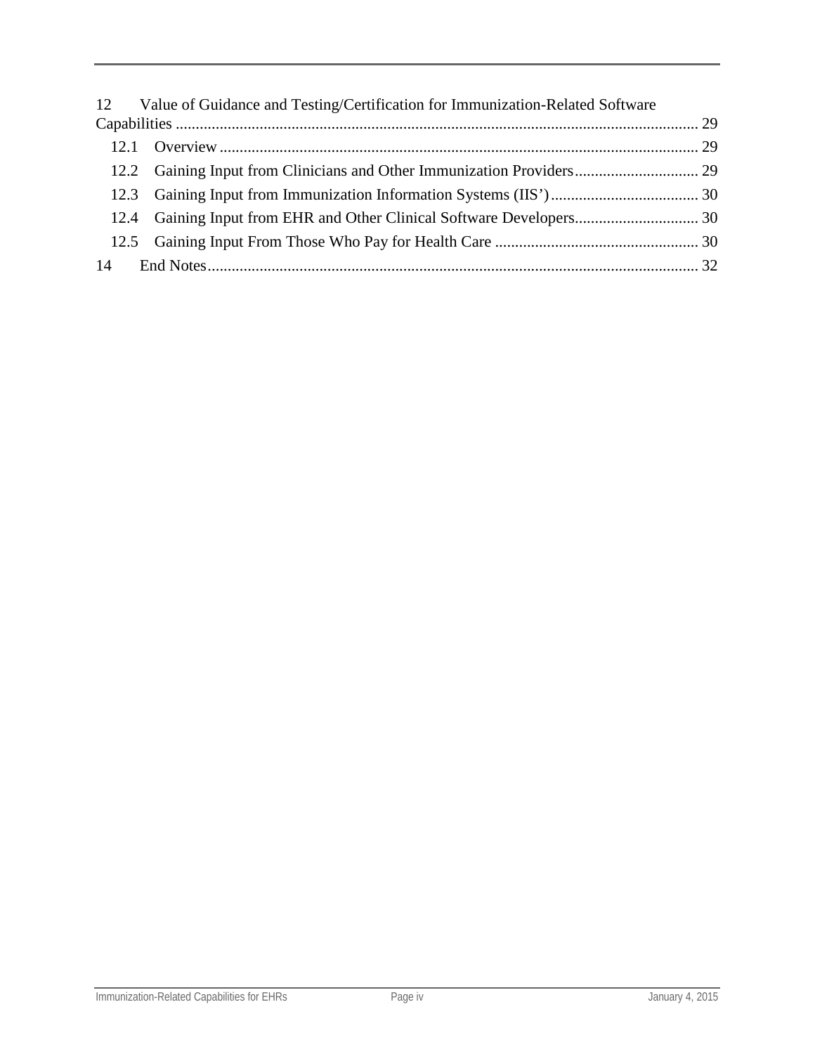12 Value of Guidance and Testing/Certification for Immunization-Related Software Capabilities ........ 29

- 12.1 Overview ........ 29
- 12.2 Gaining Input from Clinicians and Other Immunization Providers ........ 29
- 12.3 Gaining Input from Immunization Information Systems (IIS') ........ 30
- 12.4 Gaining Input from EHR and Other Clinical Software Developers ........ 30
- 12.5 Gaining Input From Those Who Pay for Health Care ........ 30

14 End Notes ........ 32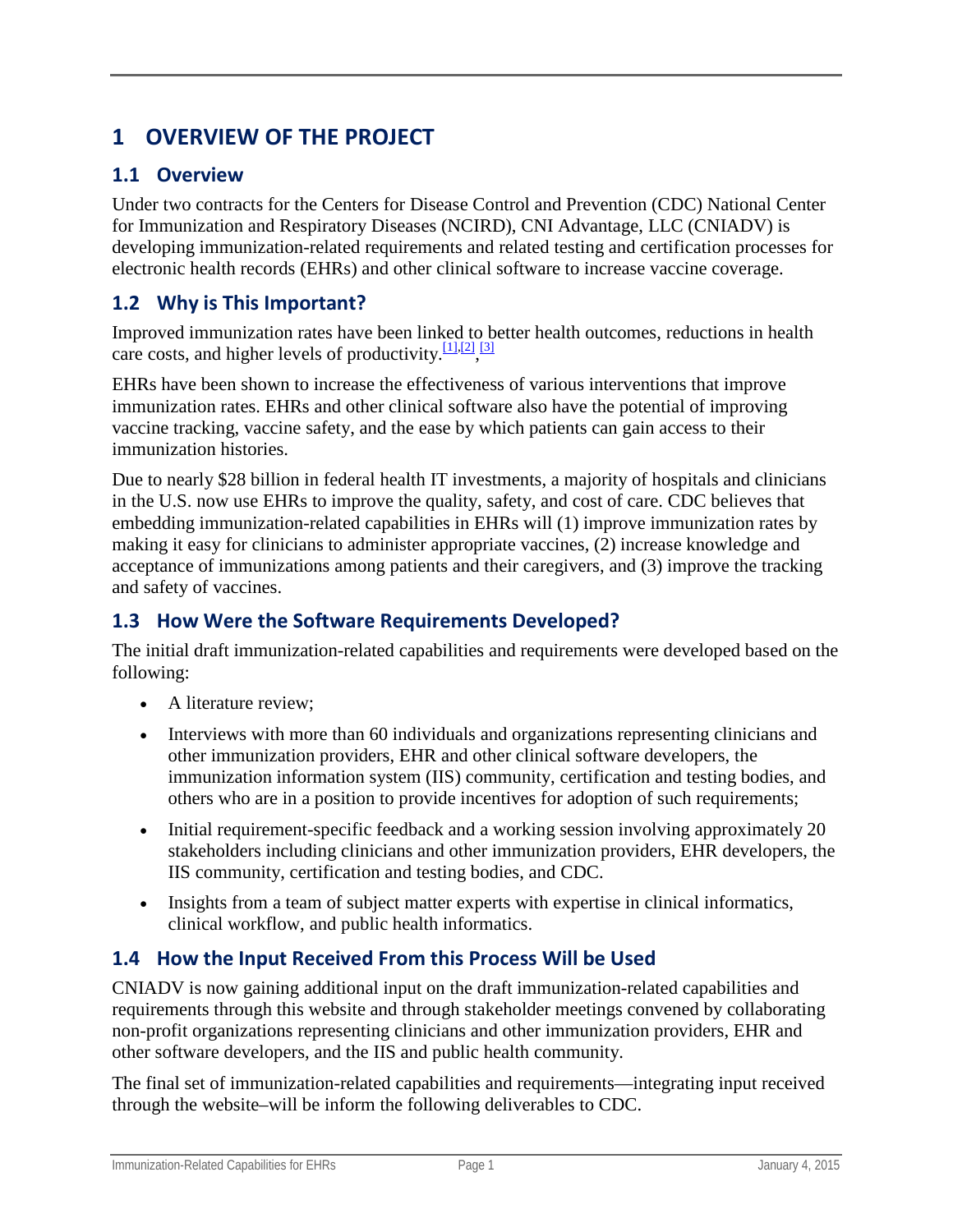# 1 OVERVIEW OF THE PROJECT

## 1.1 Overview

Under two contracts for the Centers for Disease Control and Prevention (CDC) National Center for Immunization and Respiratory Diseases (NCIRD), CNI Advantage, LLC (CNIADV) is developing immunization-related requirements and related testing and certification processes for electronic health records (EHRs) and other clinical software to increase vaccine coverage.

## 1.2 Why is This Important?

Improved immunization rates have been linked to better health outcomes, reductions in health care costs, and higher levels of productivity.[1],[2],[3]

EHRs have been shown to increase the effectiveness of various interventions that improve immunization rates. EHRs and other clinical software also have the potential of improving vaccine tracking, vaccine safety, and the ease by which patients can gain access to their immunization histories.

Due to nearly $28 billion in federal health IT investments, a majority of hospitals and clinicians in the U.S. now use EHRs to improve the quality, safety, and cost of care. CDC believes that embedding immunization-related capabilities in EHRs will (1) improve immunization rates by making it easy for clinicians to administer appropriate vaccines, (2) increase knowledge and acceptance of immunizations among patients and their caregivers, and (3) improve the tracking and safety of vaccines.

## 1.3 How Were the Software Requirements Developed?

The initial draft immunization-related capabilities and requirements were developed based on the following:

- A literature review;
- Interviews with more than 60 individuals and organizations representing clinicians and other immunization providers, EHR and other clinical software developers, the immunization information system (IIS) community, certification and testing bodies, and others who are in a position to provide incentives for adoption of such requirements;
- Initial requirement-specific feedback and a working session involving approximately 20 stakeholders including clinicians and other immunization providers, EHR developers, the IIS community, certification and testing bodies, and CDC.
- Insights from a team of subject matter experts with expertise in clinical informatics, clinical workflow, and public health informatics.

## 1.4 How the Input Received From this Process Will be Used

CNIADV is now gaining additional input on the draft immunization-related capabilities and requirements through this website and through stakeholder meetings convened by collaborating non-profit organizations representing clinicians and other immunization providers, EHR and other software developers, and the IIS and public health community.

The final set of immunization-related capabilities and requirements—integrating input received through the website–will be inform the following deliverables to CDC.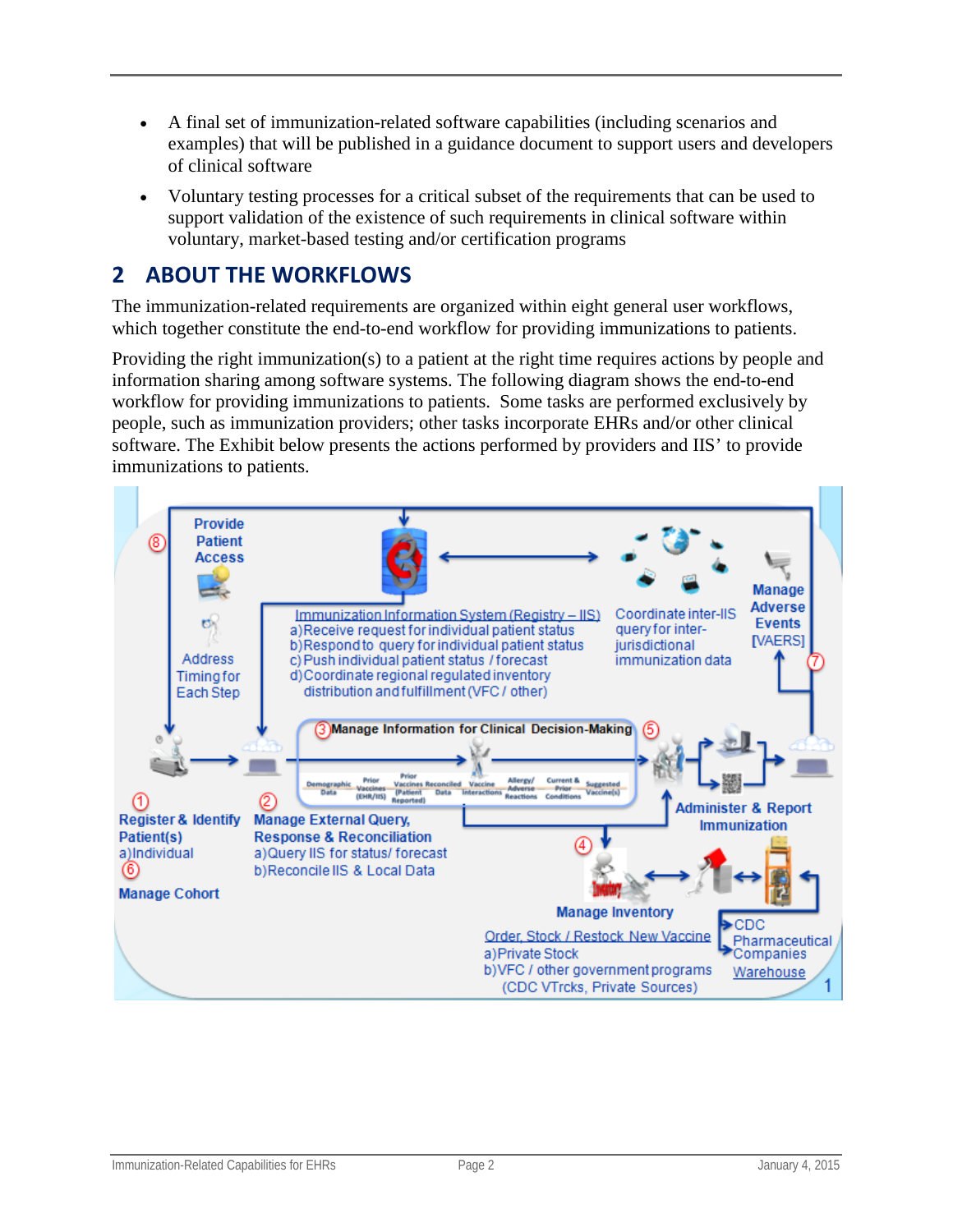- A final set of immunization-related software capabilities (including scenarios and examples) that will be published in a guidance document to support users and developers of clinical software
- Voluntary testing processes for a critical subset of the requirements that can be used to support validation of the existence of such requirements in clinical software within voluntary, market-based testing and/or certification programs

# 2 ABOUT THE WORKFLOWS

The immunization-related requirements are organized within eight general user workflows, which together constitute the end-to-end workflow for providing immunizations to patients.

Providing the right immunization(s) to a patient at the right time requires actions by people and information sharing among software systems. The following diagram shows the end-to-end workflow for providing immunizations to patients. Some tasks are performed exclusively by people, such as immunization providers; other tasks incorporate EHRs and/or other clinical software. The Exhibit below presents the actions performed by providers and IIS' to provide immunizations to patients.

8 Provide Patient Access

Address Timing for Each Step

Immunization Information System (Registry – IIS)
a) Receive request for individual patient status
b) Respond to query for individual patient status
c) Push individual patient status / forecast
d) Coordinate regional regulated inventory distribution and fulfillment (VFC / other)

Coordinate inter-IIS query for inter-jurisdictional immunization data

Manage Adverse Events [VAERS] 7

3 Manage Information for Clinical Decision-Making 5

Demographic Data | Prior Vaccines (EHR/IIS) | Prior Vaccines (Patient Reported) | Reconciled Data | Vaccine Interactions | Allergy/Adverse Reactions | Current & Prior Conditions | Suggested Vaccine(s)

1 Register & Identify Patient(s)
a) Individual
6 Manage Cohort

2 Manage External Query, Response & Reconciliation
a) Query IIS for status/ forecast
b) Reconcile IIS & Local Data

Administer & Report Immunization

4 Manage Inventory

Order, Stock / Restock New Vaccine
a) Private Stock
b) VFC / other government programs (CDC VTrcks, Private Sources)

CDC
Pharmaceutical Companies
Warehouse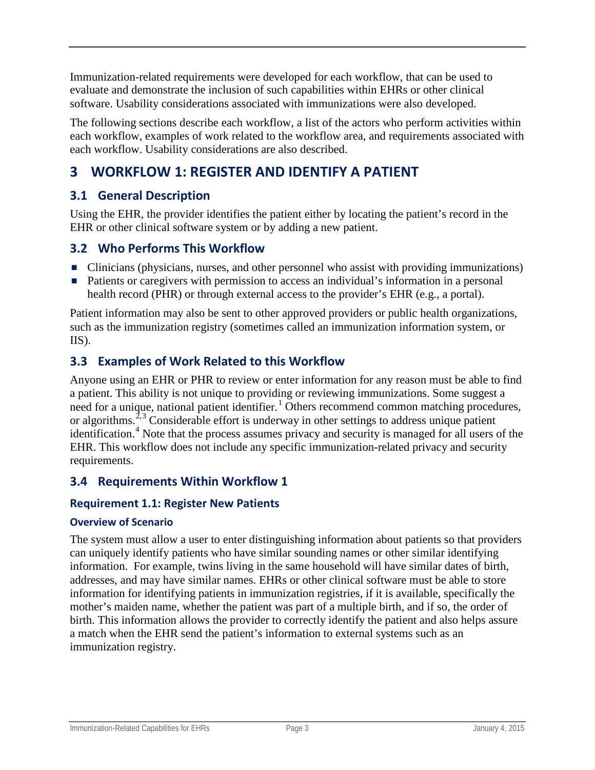Immunization-related requirements were developed for each workflow, that can be used to evaluate and demonstrate the inclusion of such capabilities within EHRs or other clinical software. Usability considerations associated with immunizations were also developed.

The following sections describe each workflow, a list of the actors who perform activities within each workflow, examples of work related to the workflow area, and requirements associated with each workflow. Usability considerations are also described.

# 3 WORKFLOW 1: REGISTER AND IDENTIFY A PATIENT

## 3.1 General Description

Using the EHR, the provider identifies the patient either by locating the patient's record in the EHR or other clinical software system or by adding a new patient.

## 3.2 Who Performs This Workflow

- Clinicians (physicians, nurses, and other personnel who assist with providing immunizations)
- Patients or caregivers with permission to access an individual's information in a personal health record (PHR) or through external access to the provider's EHR (e.g., a portal).

Patient information may also be sent to other approved providers or public health organizations, such as the immunization registry (sometimes called an immunization information system, or IIS).

## 3.3 Examples of Work Related to this Workflow

Anyone using an EHR or PHR to review or enter information for any reason must be able to find a patient. This ability is not unique to providing or reviewing immunizations. Some suggest a need for a unique, national patient identifier.[1] Others recommend common matching procedures, or algorithms.[2,3] Considerable effort is underway in other settings to address unique patient identification.[4] Note that the process assumes privacy and security is managed for all users of the EHR. This workflow does not include any specific immunization-related privacy and security requirements.

## 3.4 Requirements Within Workflow 1

### Requirement 1.1: Register New Patients

#### Overview of Scenario

The system must allow a user to enter distinguishing information about patients so that providers can uniquely identify patients who have similar sounding names or other similar identifying information. For example, twins living in the same household will have similar dates of birth, addresses, and may have similar names. EHRs or other clinical software must be able to store information for identifying patients in immunization registries, if it is available, specifically the mother's maiden name, whether the patient was part of a multiple birth, and if so, the order of birth. This information allows the provider to correctly identify the patient and also helps assure a match when the EHR send the patient's information to external systems such as an immunization registry.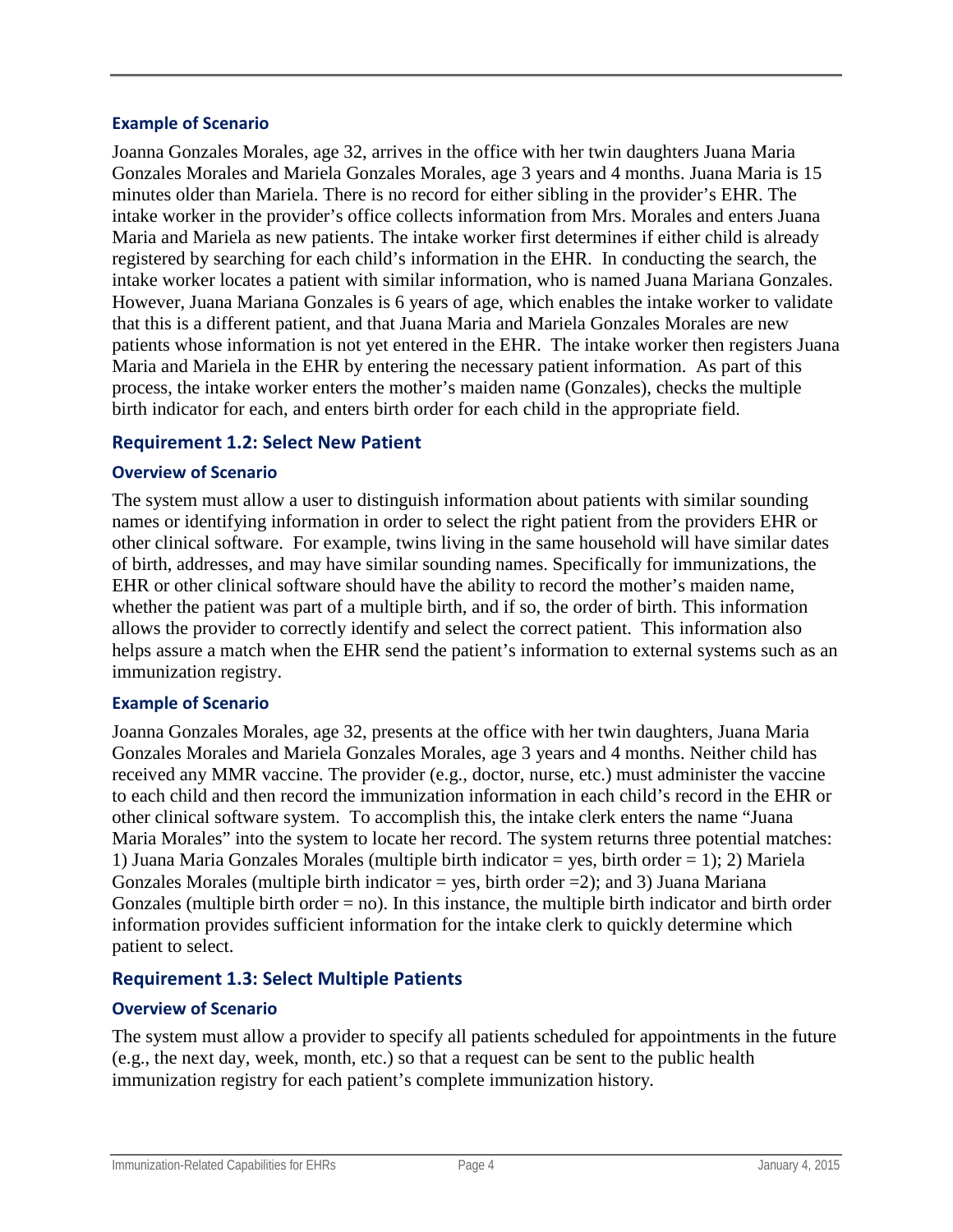### Example of Scenario

Joanna Gonzales Morales, age 32, arrives in the office with her twin daughters Juana Maria Gonzales Morales and Mariela Gonzales Morales, age 3 years and 4 months. Juana Maria is 15 minutes older than Mariela. There is no record for either sibling in the provider's EHR. The intake worker in the provider's office collects information from Mrs. Morales and enters Juana Maria and Mariela as new patients. The intake worker first determines if either child is already registered by searching for each child's information in the EHR. In conducting the search, the intake worker locates a patient with similar information, who is named Juana Mariana Gonzales. However, Juana Mariana Gonzales is 6 years of age, which enables the intake worker to validate that this is a different patient, and that Juana Maria and Mariela Gonzales Morales are new patients whose information is not yet entered in the EHR. The intake worker then registers Juana Maria and Mariela in the EHR by entering the necessary patient information. As part of this process, the intake worker enters the mother's maiden name (Gonzales), checks the multiple birth indicator for each, and enters birth order for each child in the appropriate field.

## Requirement 1.2: Select New Patient

### Overview of Scenario

The system must allow a user to distinguish information about patients with similar sounding names or identifying information in order to select the right patient from the providers EHR or other clinical software. For example, twins living in the same household will have similar dates of birth, addresses, and may have similar sounding names. Specifically for immunizations, the EHR or other clinical software should have the ability to record the mother's maiden name, whether the patient was part of a multiple birth, and if so, the order of birth. This information allows the provider to correctly identify and select the correct patient. This information also helps assure a match when the EHR send the patient's information to external systems such as an immunization registry.

### Example of Scenario

Joanna Gonzales Morales, age 32, presents at the office with her twin daughters, Juana Maria Gonzales Morales and Mariela Gonzales Morales, age 3 years and 4 months. Neither child has received any MMR vaccine. The provider (e.g., doctor, nurse, etc.) must administer the vaccine to each child and then record the immunization information in each child's record in the EHR or other clinical software system. To accomplish this, the intake clerk enters the name "Juana Maria Morales" into the system to locate her record. The system returns three potential matches: 1) Juana Maria Gonzales Morales (multiple birth indicator = yes, birth order = 1); 2) Mariela Gonzales Morales (multiple birth indicator = yes, birth order =2); and 3) Juana Mariana Gonzales (multiple birth order = no). In this instance, the multiple birth indicator and birth order information provides sufficient information for the intake clerk to quickly determine which patient to select.

## Requirement 1.3: Select Multiple Patients

### Overview of Scenario

The system must allow a provider to specify all patients scheduled for appointments in the future (e.g., the next day, week, month, etc.) so that a request can be sent to the public health immunization registry for each patient's complete immunization history.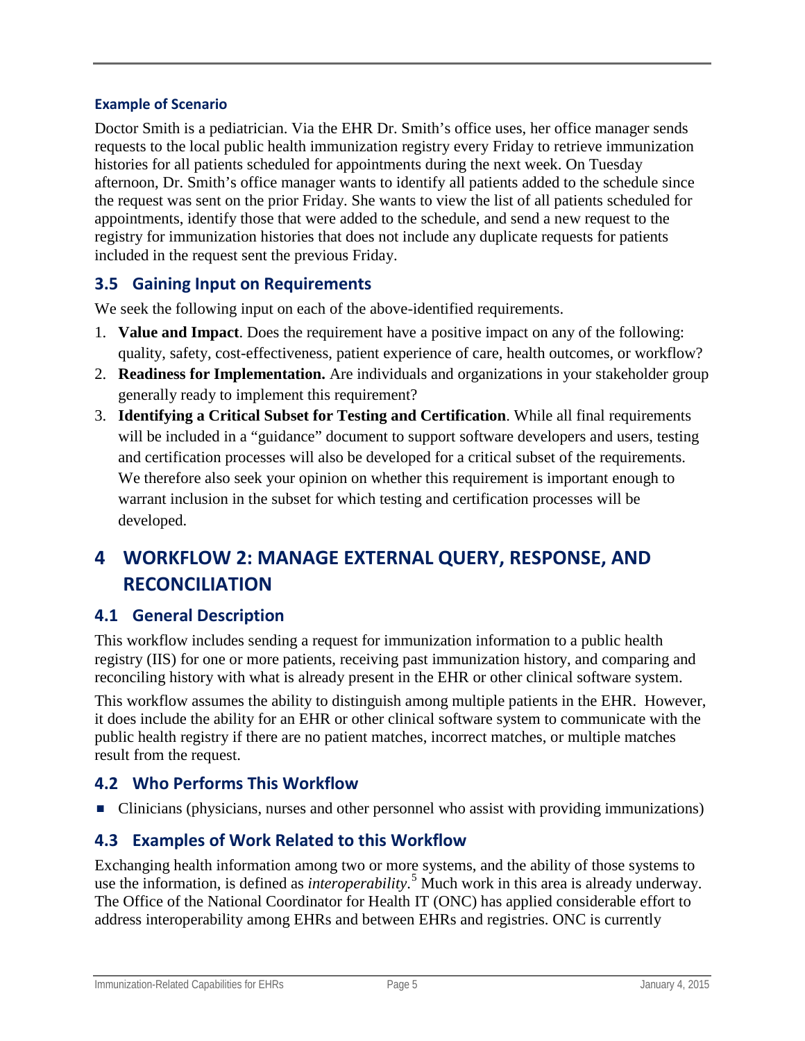#### Example of Scenario

Doctor Smith is a pediatrician. Via the EHR Dr. Smith's office uses, her office manager sends requests to the local public health immunization registry every Friday to retrieve immunization histories for all patients scheduled for appointments during the next week. On Tuesday afternoon, Dr. Smith's office manager wants to identify all patients added to the schedule since the request was sent on the prior Friday. She wants to view the list of all patients scheduled for appointments, identify those that were added to the schedule, and send a new request to the registry for immunization histories that does not include any duplicate requests for patients included in the request sent the previous Friday.

### 3.5 Gaining Input on Requirements

We seek the following input on each of the above-identified requirements.

1. **Value and Impact**. Does the requirement have a positive impact on any of the following: quality, safety, cost-effectiveness, patient experience of care, health outcomes, or workflow?
2. **Readiness for Implementation.** Are individuals and organizations in your stakeholder group generally ready to implement this requirement?
3. **Identifying a Critical Subset for Testing and Certification**. While all final requirements will be included in a "guidance" document to support software developers and users, testing and certification processes will also be developed for a critical subset of the requirements. We therefore also seek your opinion on whether this requirement is important enough to warrant inclusion in the subset for which testing and certification processes will be developed.

## 4 WORKFLOW 2: MANAGE EXTERNAL QUERY, RESPONSE, AND RECONCILIATION

### 4.1 General Description

This workflow includes sending a request for immunization information to a public health registry (IIS) for one or more patients, receiving past immunization history, and comparing and reconciling history with what is already present in the EHR or other clinical software system.

This workflow assumes the ability to distinguish among multiple patients in the EHR. However, it does include the ability for an EHR or other clinical software system to communicate with the public health registry if there are no patient matches, incorrect matches, or multiple matches result from the request.

### 4.2 Who Performs This Workflow

- Clinicians (physicians, nurses and other personnel who assist with providing immunizations)

### 4.3 Examples of Work Related to this Workflow

Exchanging health information among two or more systems, and the ability of those systems to use the information, is defined as *interoperability*.[5] Much work in this area is already underway. The Office of the National Coordinator for Health IT (ONC) has applied considerable effort to address interoperability among EHRs and between EHRs and registries. ONC is currently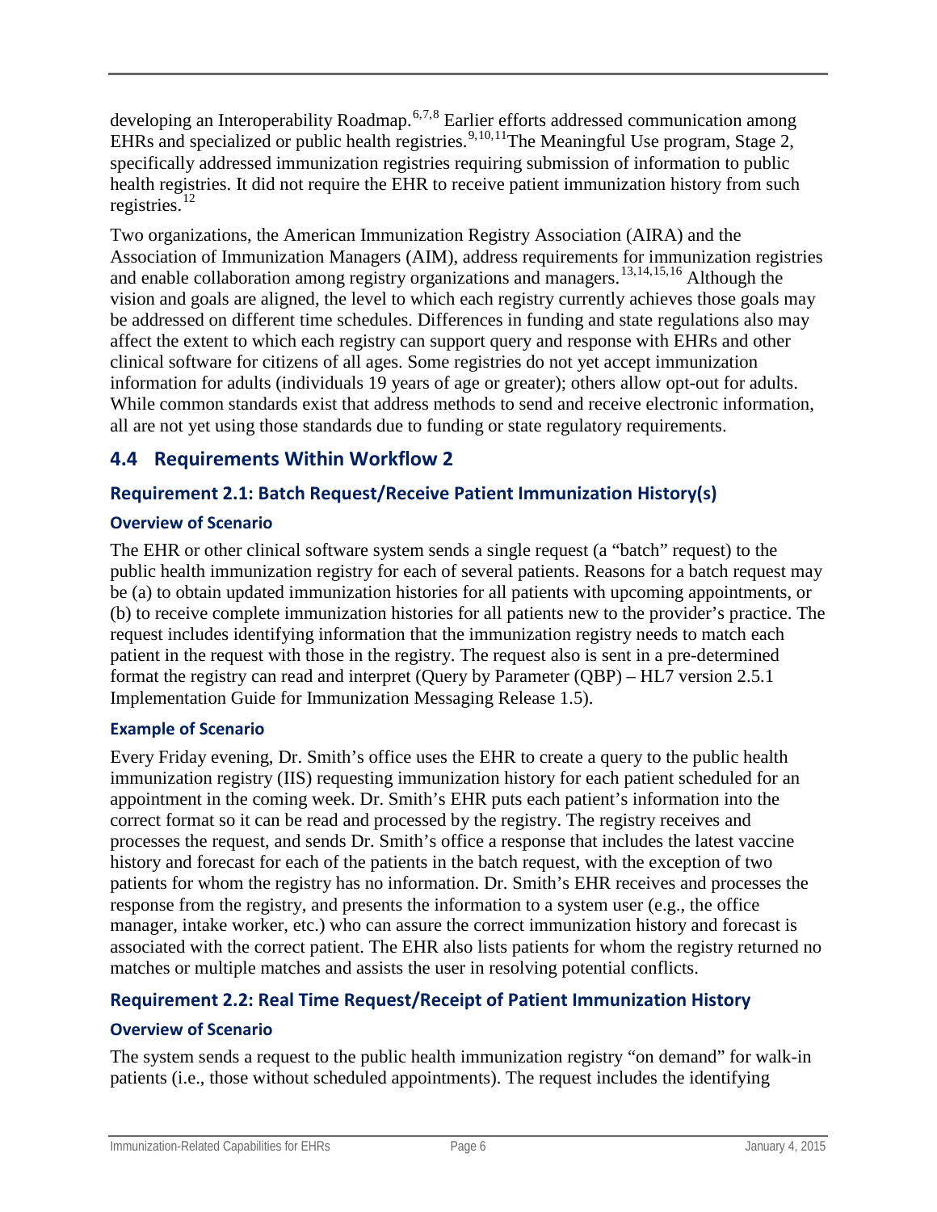developing an Interoperability Roadmap.[6,7,8] Earlier efforts addressed communication among EHRs and specialized or public health registries.[9,10,11]The Meaningful Use program, Stage 2, specifically addressed immunization registries requiring submission of information to public health registries. It did not require the EHR to receive patient immunization history from such registries.[12]

Two organizations, the American Immunization Registry Association (AIRA) and the Association of Immunization Managers (AIM), address requirements for immunization registries and enable collaboration among registry organizations and managers.[13,14,15,16] Although the vision and goals are aligned, the level to which each registry currently achieves those goals may be addressed on different time schedules. Differences in funding and state regulations also may affect the extent to which each registry can support query and response with EHRs and other clinical software for citizens of all ages. Some registries do not yet accept immunization information for adults (individuals 19 years of age or greater); others allow opt-out for adults. While common standards exist that address methods to send and receive electronic information, all are not yet using those standards due to funding or state regulatory requirements.

## 4.4 Requirements Within Workflow 2

### Requirement 2.1: Batch Request/Receive Patient Immunization History(s)

#### Overview of Scenario

The EHR or other clinical software system sends a single request (a "batch" request) to the public health immunization registry for each of several patients. Reasons for a batch request may be (a) to obtain updated immunization histories for all patients with upcoming appointments, or (b) to receive complete immunization histories for all patients new to the provider's practice. The request includes identifying information that the immunization registry needs to match each patient in the request with those in the registry. The request also is sent in a pre-determined format the registry can read and interpret (Query by Parameter (QBP) – HL7 version 2.5.1 Implementation Guide for Immunization Messaging Release 1.5).

#### Example of Scenario

Every Friday evening, Dr. Smith's office uses the EHR to create a query to the public health immunization registry (IIS) requesting immunization history for each patient scheduled for an appointment in the coming week. Dr. Smith's EHR puts each patient's information into the correct format so it can be read and processed by the registry. The registry receives and processes the request, and sends Dr. Smith's office a response that includes the latest vaccine history and forecast for each of the patients in the batch request, with the exception of two patients for whom the registry has no information. Dr. Smith's EHR receives and processes the response from the registry, and presents the information to a system user (e.g., the office manager, intake worker, etc.) who can assure the correct immunization history and forecast is associated with the correct patient. The EHR also lists patients for whom the registry returned no matches or multiple matches and assists the user in resolving potential conflicts.

### Requirement 2.2: Real Time Request/Receipt of Patient Immunization History

#### Overview of Scenario

The system sends a request to the public health immunization registry "on demand" for walk-in patients (i.e., those without scheduled appointments). The request includes the identifying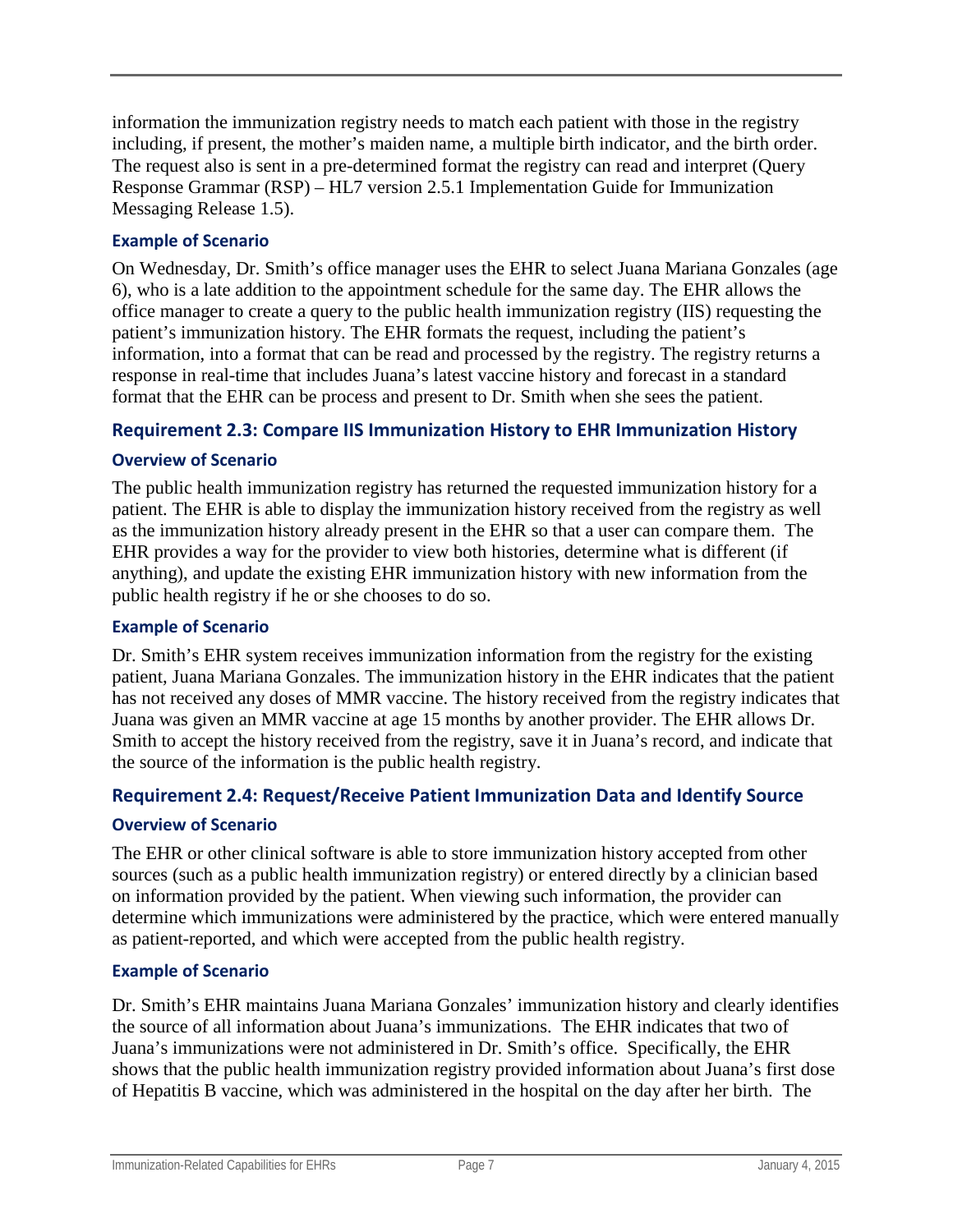information the immunization registry needs to match each patient with those in the registry including, if present, the mother's maiden name, a multiple birth indicator, and the birth order. The request also is sent in a pre-determined format the registry can read and interpret (Query Response Grammar (RSP) – HL7 version 2.5.1 Implementation Guide for Immunization Messaging Release 1.5).

#### Example of Scenario

On Wednesday, Dr. Smith's office manager uses the EHR to select Juana Mariana Gonzales (age 6), who is a late addition to the appointment schedule for the same day. The EHR allows the office manager to create a query to the public health immunization registry (IIS) requesting the patient's immunization history. The EHR formats the request, including the patient's information, into a format that can be read and processed by the registry. The registry returns a response in real-time that includes Juana's latest vaccine history and forecast in a standard format that the EHR can be process and present to Dr. Smith when she sees the patient.

### Requirement 2.3: Compare IIS Immunization History to EHR Immunization History

#### Overview of Scenario

The public health immunization registry has returned the requested immunization history for a patient. The EHR is able to display the immunization history received from the registry as well as the immunization history already present in the EHR so that a user can compare them. The EHR provides a way for the provider to view both histories, determine what is different (if anything), and update the existing EHR immunization history with new information from the public health registry if he or she chooses to do so.

#### Example of Scenario

Dr. Smith's EHR system receives immunization information from the registry for the existing patient, Juana Mariana Gonzales. The immunization history in the EHR indicates that the patient has not received any doses of MMR vaccine. The history received from the registry indicates that Juana was given an MMR vaccine at age 15 months by another provider. The EHR allows Dr. Smith to accept the history received from the registry, save it in Juana's record, and indicate that the source of the information is the public health registry.

### Requirement 2.4: Request/Receive Patient Immunization Data and Identify Source

#### Overview of Scenario

The EHR or other clinical software is able to store immunization history accepted from other sources (such as a public health immunization registry) or entered directly by a clinician based on information provided by the patient. When viewing such information, the provider can determine which immunizations were administered by the practice, which were entered manually as patient-reported, and which were accepted from the public health registry.

#### Example of Scenario

Dr. Smith's EHR maintains Juana Mariana Gonzales' immunization history and clearly identifies the source of all information about Juana's immunizations. The EHR indicates that two of Juana's immunizations were not administered in Dr. Smith's office. Specifically, the EHR shows that the public health immunization registry provided information about Juana's first dose of Hepatitis B vaccine, which was administered in the hospital on the day after her birth. The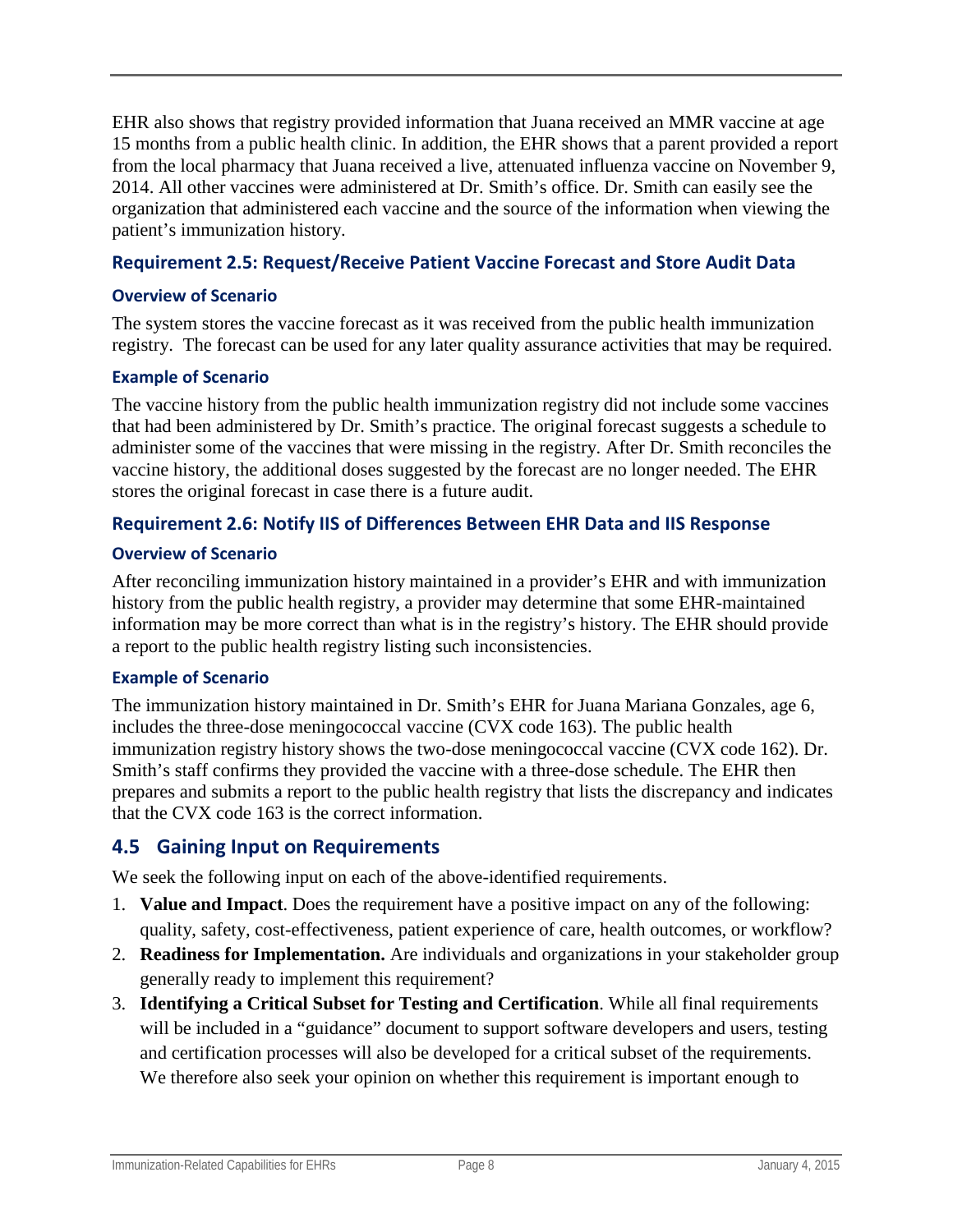EHR also shows that registry provided information that Juana received an MMR vaccine at age 15 months from a public health clinic. In addition, the EHR shows that a parent provided a report from the local pharmacy that Juana received a live, attenuated influenza vaccine on November 9, 2014. All other vaccines were administered at Dr. Smith's office. Dr. Smith can easily see the organization that administered each vaccine and the source of the information when viewing the patient's immunization history.

### Requirement 2.5: Request/Receive Patient Vaccine Forecast and Store Audit Data

#### Overview of Scenario

The system stores the vaccine forecast as it was received from the public health immunization registry. The forecast can be used for any later quality assurance activities that may be required.

#### Example of Scenario

The vaccine history from the public health immunization registry did not include some vaccines that had been administered by Dr. Smith's practice. The original forecast suggests a schedule to administer some of the vaccines that were missing in the registry. After Dr. Smith reconciles the vaccine history, the additional doses suggested by the forecast are no longer needed. The EHR stores the original forecast in case there is a future audit.

### Requirement 2.6: Notify IIS of Differences Between EHR Data and IIS Response

#### Overview of Scenario

After reconciling immunization history maintained in a provider's EHR and with immunization history from the public health registry, a provider may determine that some EHR-maintained information may be more correct than what is in the registry's history. The EHR should provide a report to the public health registry listing such inconsistencies.

#### Example of Scenario

The immunization history maintained in Dr. Smith's EHR for Juana Mariana Gonzales, age 6, includes the three-dose meningococcal vaccine (CVX code 163). The public health immunization registry history shows the two-dose meningococcal vaccine (CVX code 162). Dr. Smith's staff confirms they provided the vaccine with a three-dose schedule. The EHR then prepares and submits a report to the public health registry that lists the discrepancy and indicates that the CVX code 163 is the correct information.

## 4.5 Gaining Input on Requirements

We seek the following input on each of the above-identified requirements.

1. **Value and Impact**. Does the requirement have a positive impact on any of the following: quality, safety, cost-effectiveness, patient experience of care, health outcomes, or workflow?
2. **Readiness for Implementation.** Are individuals and organizations in your stakeholder group generally ready to implement this requirement?
3. **Identifying a Critical Subset for Testing and Certification**. While all final requirements will be included in a "guidance" document to support software developers and users, testing and certification processes will also be developed for a critical subset of the requirements. We therefore also seek your opinion on whether this requirement is important enough to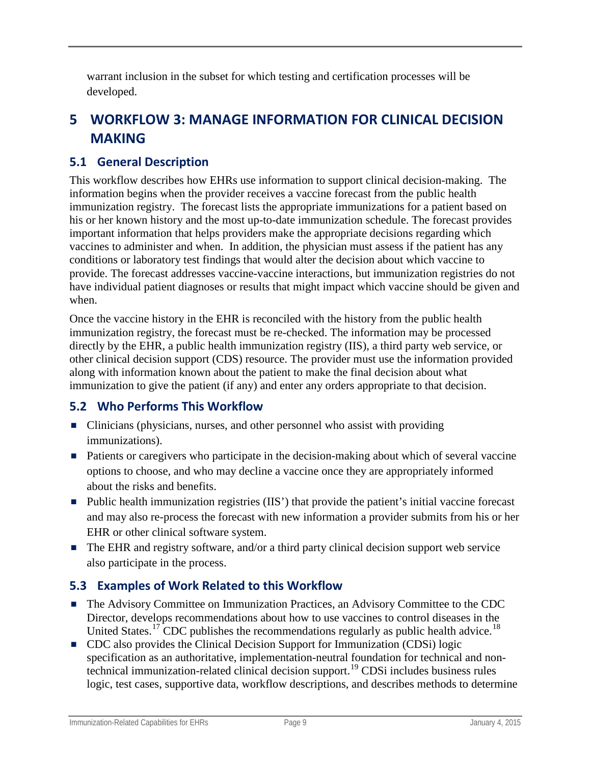warrant inclusion in the subset for which testing and certification processes will be developed.

# 5 WORKFLOW 3: MANAGE INFORMATION FOR CLINICAL DECISION MAKING

## 5.1 General Description

This workflow describes how EHRs use information to support clinical decision-making. The information begins when the provider receives a vaccine forecast from the public health immunization registry. The forecast lists the appropriate immunizations for a patient based on his or her known history and the most up-to-date immunization schedule. The forecast provides important information that helps providers make the appropriate decisions regarding which vaccines to administer and when. In addition, the physician must assess if the patient has any conditions or laboratory test findings that would alter the decision about which vaccine to provide. The forecast addresses vaccine-vaccine interactions, but immunization registries do not have individual patient diagnoses or results that might impact which vaccine should be given and when.

Once the vaccine history in the EHR is reconciled with the history from the public health immunization registry, the forecast must be re-checked. The information may be processed directly by the EHR, a public health immunization registry (IIS), a third party web service, or other clinical decision support (CDS) resource. The provider must use the information provided along with information known about the patient to make the final decision about what immunization to give the patient (if any) and enter any orders appropriate to that decision.

## 5.2 Who Performs This Workflow

- Clinicians (physicians, nurses, and other personnel who assist with providing immunizations).
- Patients or caregivers who participate in the decision-making about which of several vaccine options to choose, and who may decline a vaccine once they are appropriately informed about the risks and benefits.
- Public health immunization registries (IIS') that provide the patient's initial vaccine forecast and may also re-process the forecast with new information a provider submits from his or her EHR or other clinical software system.
- The EHR and registry software, and/or a third party clinical decision support web service also participate in the process.

## 5.3 Examples of Work Related to this Workflow

- The Advisory Committee on Immunization Practices, an Advisory Committee to the CDC Director, develops recommendations about how to use vaccines to control diseases in the United States.[17] CDC publishes the recommendations regularly as public health advice.[18]
- CDC also provides the Clinical Decision Support for Immunization (CDSi) logic specification as an authoritative, implementation-neutral foundation for technical and non-technical immunization-related clinical decision support.[19] CDSi includes business rules logic, test cases, supportive data, workflow descriptions, and describes methods to determine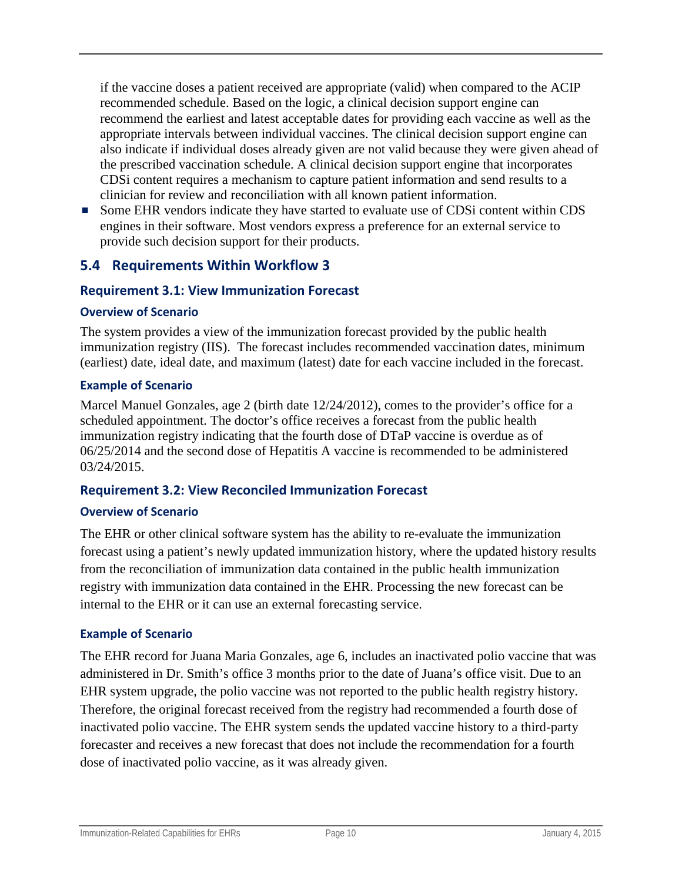if the vaccine doses a patient received are appropriate (valid) when compared to the ACIP recommended schedule. Based on the logic, a clinical decision support engine can recommend the earliest and latest acceptable dates for providing each vaccine as well as the appropriate intervals between individual vaccines. The clinical decision support engine can also indicate if individual doses already given are not valid because they were given ahead of the prescribed vaccination schedule. A clinical decision support engine that incorporates CDSi content requires a mechanism to capture patient information and send results to a clinician for review and reconciliation with all known patient information.

- Some EHR vendors indicate they have started to evaluate use of CDSi content within CDS engines in their software. Most vendors express a preference for an external service to provide such decision support for their products.

## 5.4 Requirements Within Workflow 3

### Requirement 3.1: View Immunization Forecast

#### Overview of Scenario

The system provides a view of the immunization forecast provided by the public health immunization registry (IIS). The forecast includes recommended vaccination dates, minimum (earliest) date, ideal date, and maximum (latest) date for each vaccine included in the forecast.

#### Example of Scenario

Marcel Manuel Gonzales, age 2 (birth date 12/24/2012), comes to the provider's office for a scheduled appointment. The doctor's office receives a forecast from the public health immunization registry indicating that the fourth dose of DTaP vaccine is overdue as of 06/25/2014 and the second dose of Hepatitis A vaccine is recommended to be administered 03/24/2015.

### Requirement 3.2: View Reconciled Immunization Forecast

#### Overview of Scenario

The EHR or other clinical software system has the ability to re-evaluate the immunization forecast using a patient's newly updated immunization history, where the updated history results from the reconciliation of immunization data contained in the public health immunization registry with immunization data contained in the EHR. Processing the new forecast can be internal to the EHR or it can use an external forecasting service.

#### Example of Scenario

The EHR record for Juana Maria Gonzales, age 6, includes an inactivated polio vaccine that was administered in Dr. Smith's office 3 months prior to the date of Juana's office visit. Due to an EHR system upgrade, the polio vaccine was not reported to the public health registry history. Therefore, the original forecast received from the registry had recommended a fourth dose of inactivated polio vaccine. The EHR system sends the updated vaccine history to a third-party forecaster and receives a new forecast that does not include the recommendation for a fourth dose of inactivated polio vaccine, as it was already given.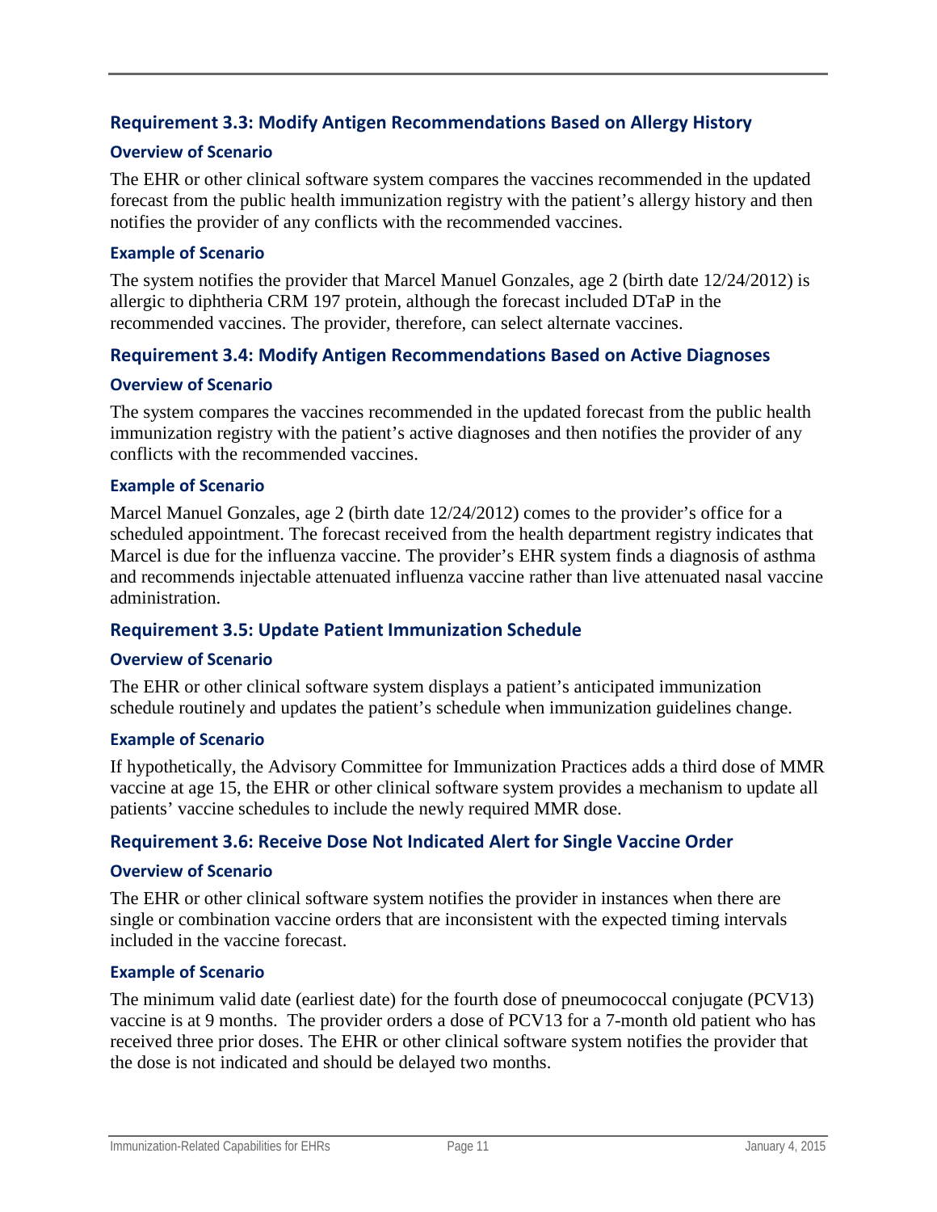## Requirement 3.3: Modify Antigen Recommendations Based on Allergy History

### Overview of Scenario

The EHR or other clinical software system compares the vaccines recommended in the updated forecast from the public health immunization registry with the patient's allergy history and then notifies the provider of any conflicts with the recommended vaccines.

### Example of Scenario

The system notifies the provider that Marcel Manuel Gonzales, age 2 (birth date 12/24/2012) is allergic to diphtheria CRM 197 protein, although the forecast included DTaP in the recommended vaccines. The provider, therefore, can select alternate vaccines.

## Requirement 3.4: Modify Antigen Recommendations Based on Active Diagnoses

### Overview of Scenario

The system compares the vaccines recommended in the updated forecast from the public health immunization registry with the patient's active diagnoses and then notifies the provider of any conflicts with the recommended vaccines.

### Example of Scenario

Marcel Manuel Gonzales, age 2 (birth date 12/24/2012) comes to the provider's office for a scheduled appointment. The forecast received from the health department registry indicates that Marcel is due for the influenza vaccine. The provider's EHR system finds a diagnosis of asthma and recommends injectable attenuated influenza vaccine rather than live attenuated nasal vaccine administration.

## Requirement 3.5: Update Patient Immunization Schedule

### Overview of Scenario

The EHR or other clinical software system displays a patient's anticipated immunization schedule routinely and updates the patient's schedule when immunization guidelines change.

### Example of Scenario

If hypothetically, the Advisory Committee for Immunization Practices adds a third dose of MMR vaccine at age 15, the EHR or other clinical software system provides a mechanism to update all patients' vaccine schedules to include the newly required MMR dose.

## Requirement 3.6: Receive Dose Not Indicated Alert for Single Vaccine Order

### Overview of Scenario

The EHR or other clinical software system notifies the provider in instances when there are single or combination vaccine orders that are inconsistent with the expected timing intervals included in the vaccine forecast.

### Example of Scenario

The minimum valid date (earliest date) for the fourth dose of pneumococcal conjugate (PCV13) vaccine is at 9 months. The provider orders a dose of PCV13 for a 7-month old patient who has received three prior doses. The EHR or other clinical software system notifies the provider that the dose is not indicated and should be delayed two months.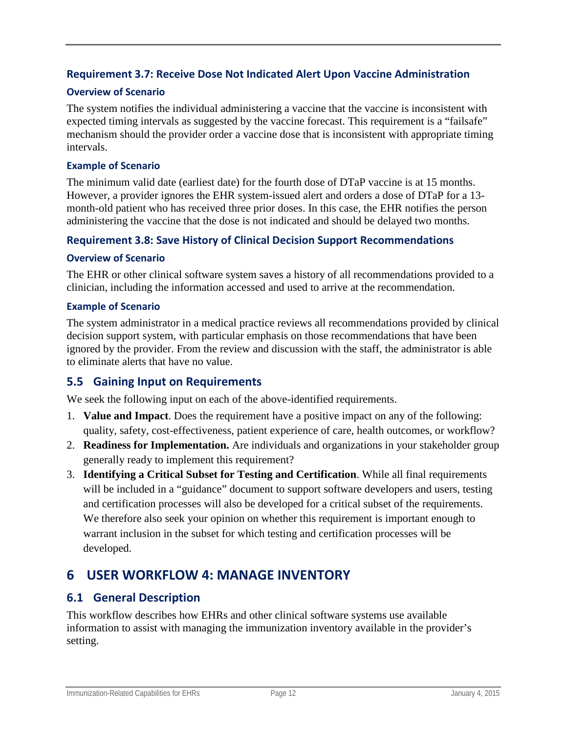### Requirement 3.7: Receive Dose Not Indicated Alert Upon Vaccine Administration

#### Overview of Scenario

The system notifies the individual administering a vaccine that the vaccine is inconsistent with expected timing intervals as suggested by the vaccine forecast. This requirement is a "failsafe" mechanism should the provider order a vaccine dose that is inconsistent with appropriate timing intervals.

#### Example of Scenario

The minimum valid date (earliest date) for the fourth dose of DTaP vaccine is at 15 months. However, a provider ignores the EHR system-issued alert and orders a dose of DTaP for a 13-month-old patient who has received three prior doses. In this case, the EHR notifies the person administering the vaccine that the dose is not indicated and should be delayed two months.

### Requirement 3.8: Save History of Clinical Decision Support Recommendations

#### Overview of Scenario

The EHR or other clinical software system saves a history of all recommendations provided to a clinician, including the information accessed and used to arrive at the recommendation.

#### Example of Scenario

The system administrator in a medical practice reviews all recommendations provided by clinical decision support system, with particular emphasis on those recommendations that have been ignored by the provider. From the review and discussion with the staff, the administrator is able to eliminate alerts that have no value.

## 5.5 Gaining Input on Requirements

We seek the following input on each of the above-identified requirements.

1. **Value and Impact**. Does the requirement have a positive impact on any of the following: quality, safety, cost-effectiveness, patient experience of care, health outcomes, or workflow?
2. **Readiness for Implementation.** Are individuals and organizations in your stakeholder group generally ready to implement this requirement?
3. **Identifying a Critical Subset for Testing and Certification**. While all final requirements will be included in a "guidance" document to support software developers and users, testing and certification processes will also be developed for a critical subset of the requirements. We therefore also seek your opinion on whether this requirement is important enough to warrant inclusion in the subset for which testing and certification processes will be developed.

# 6 USER WORKFLOW 4: MANAGE INVENTORY

## 6.1 General Description

This workflow describes how EHRs and other clinical software systems use available information to assist with managing the immunization inventory available in the provider's setting.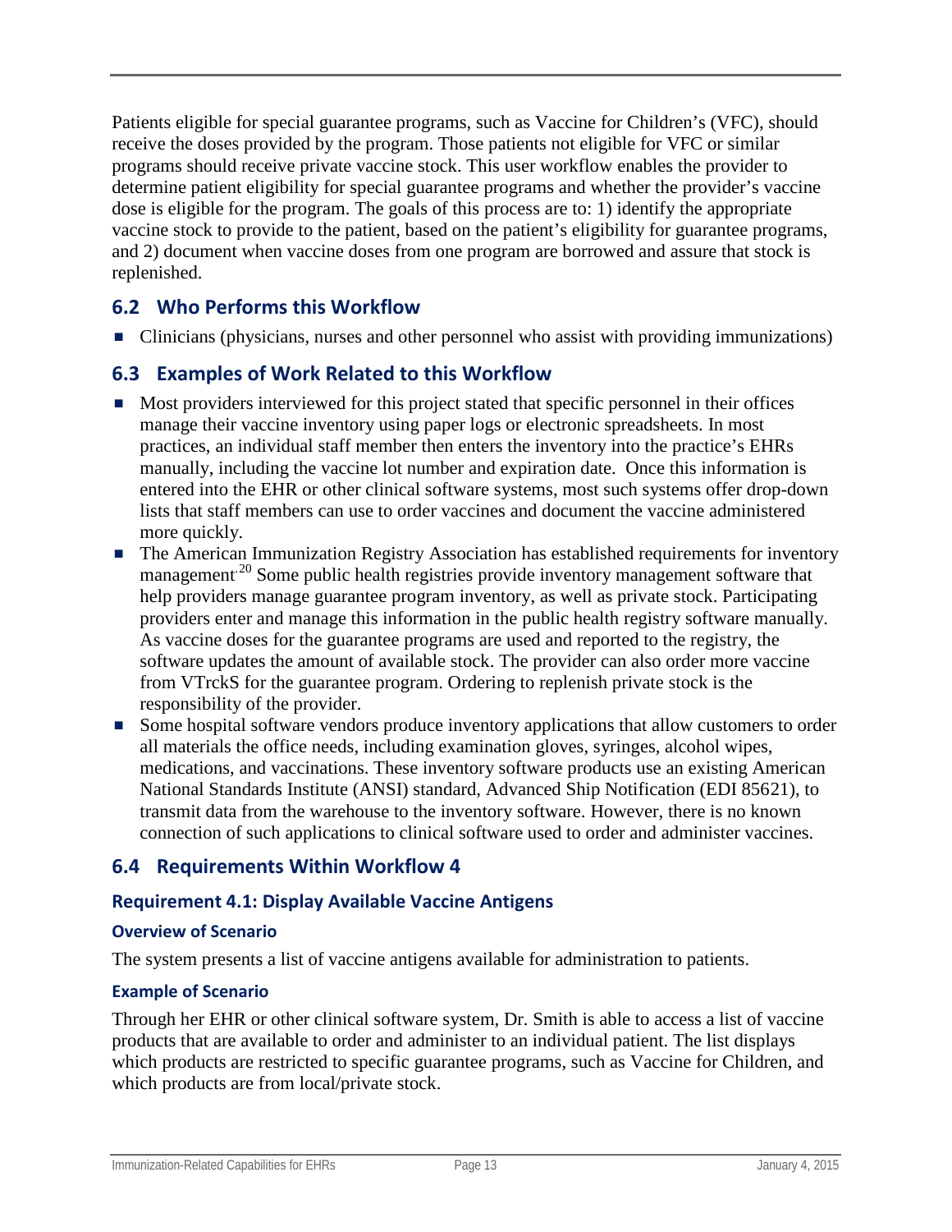Patients eligible for special guarantee programs, such as Vaccine for Children's (VFC), should receive the doses provided by the program. Those patients not eligible for VFC or similar programs should receive private vaccine stock. This user workflow enables the provider to determine patient eligibility for special guarantee programs and whether the provider's vaccine dose is eligible for the program. The goals of this process are to: 1) identify the appropriate vaccine stock to provide to the patient, based on the patient's eligibility for guarantee programs, and 2) document when vaccine doses from one program are borrowed and assure that stock is replenished.

## 6.2 Who Performs this Workflow

- Clinicians (physicians, nurses and other personnel who assist with providing immunizations)

## 6.3 Examples of Work Related to this Workflow

- Most providers interviewed for this project stated that specific personnel in their offices manage their vaccine inventory using paper logs or electronic spreadsheets. In most practices, an individual staff member then enters the inventory into the practice's EHRs manually, including the vaccine lot number and expiration date. Once this information is entered into the EHR or other clinical software systems, most such systems offer drop-down lists that staff members can use to order vaccines and document the vaccine administered more quickly.
- The American Immunization Registry Association has established requirements for inventory management.[20] Some public health registries provide inventory management software that help providers manage guarantee program inventory, as well as private stock. Participating providers enter and manage this information in the public health registry software manually. As vaccine doses for the guarantee programs are used and reported to the registry, the software updates the amount of available stock. The provider can also order more vaccine from VTrckS for the guarantee program. Ordering to replenish private stock is the responsibility of the provider.
- Some hospital software vendors produce inventory applications that allow customers to order all materials the office needs, including examination gloves, syringes, alcohol wipes, medications, and vaccinations. These inventory software products use an existing American National Standards Institute (ANSI) standard, Advanced Ship Notification (EDI 85621), to transmit data from the warehouse to the inventory software. However, there is no known connection of such applications to clinical software used to order and administer vaccines.

## 6.4 Requirements Within Workflow 4

### Requirement 4.1: Display Available Vaccine Antigens

#### Overview of Scenario

The system presents a list of vaccine antigens available for administration to patients.

#### Example of Scenario

Through her EHR or other clinical software system, Dr. Smith is able to access a list of vaccine products that are available to order and administer to an individual patient. The list displays which products are restricted to specific guarantee programs, such as Vaccine for Children, and which products are from local/private stock.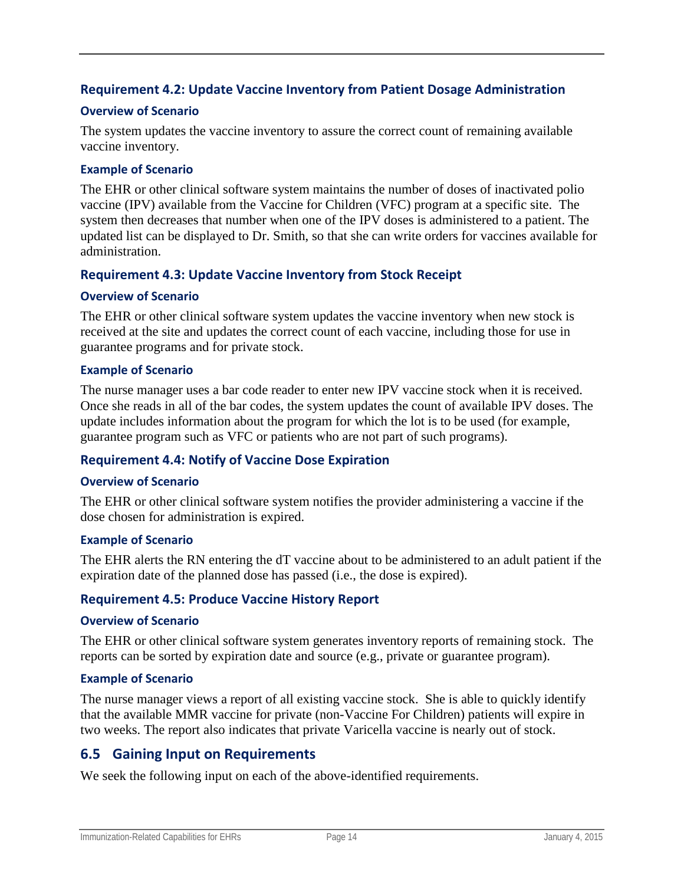### Requirement 4.2: Update Vaccine Inventory from Patient Dosage Administration

#### Overview of Scenario

The system updates the vaccine inventory to assure the correct count of remaining available vaccine inventory.

#### Example of Scenario

The EHR or other clinical software system maintains the number of doses of inactivated polio vaccine (IPV) available from the Vaccine for Children (VFC) program at a specific site. The system then decreases that number when one of the IPV doses is administered to a patient. The updated list can be displayed to Dr. Smith, so that she can write orders for vaccines available for administration.

### Requirement 4.3: Update Vaccine Inventory from Stock Receipt

#### Overview of Scenario

The EHR or other clinical software system updates the vaccine inventory when new stock is received at the site and updates the correct count of each vaccine, including those for use in guarantee programs and for private stock.

#### Example of Scenario

The nurse manager uses a bar code reader to enter new IPV vaccine stock when it is received. Once she reads in all of the bar codes, the system updates the count of available IPV doses. The update includes information about the program for which the lot is to be used (for example, guarantee program such as VFC or patients who are not part of such programs).

### Requirement 4.4: Notify of Vaccine Dose Expiration

#### Overview of Scenario

The EHR or other clinical software system notifies the provider administering a vaccine if the dose chosen for administration is expired.

#### Example of Scenario

The EHR alerts the RN entering the dT vaccine about to be administered to an adult patient if the expiration date of the planned dose has passed (i.e., the dose is expired).

### Requirement 4.5: Produce Vaccine History Report

#### Overview of Scenario

The EHR or other clinical software system generates inventory reports of remaining stock. The reports can be sorted by expiration date and source (e.g., private or guarantee program).

#### Example of Scenario

The nurse manager views a report of all existing vaccine stock. She is able to quickly identify that the available MMR vaccine for private (non-Vaccine For Children) patients will expire in two weeks. The report also indicates that private Varicella vaccine is nearly out of stock.

## 6.5 Gaining Input on Requirements

We seek the following input on each of the above-identified requirements.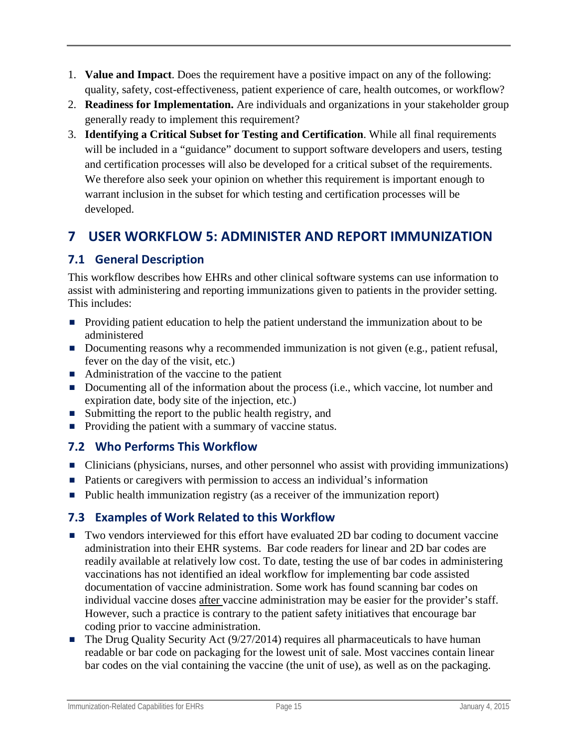1. **Value and Impact**. Does the requirement have a positive impact on any of the following: quality, safety, cost-effectiveness, patient experience of care, health outcomes, or workflow?
2. **Readiness for Implementation.** Are individuals and organizations in your stakeholder group generally ready to implement this requirement?
3. **Identifying a Critical Subset for Testing and Certification**. While all final requirements will be included in a "guidance" document to support software developers and users, testing and certification processes will also be developed for a critical subset of the requirements. We therefore also seek your opinion on whether this requirement is important enough to warrant inclusion in the subset for which testing and certification processes will be developed.

# 7 USER WORKFLOW 5: ADMINISTER AND REPORT IMMUNIZATION

## 7.1 General Description

This workflow describes how EHRs and other clinical software systems can use information to assist with administering and reporting immunizations given to patients in the provider setting. This includes:

- Providing patient education to help the patient understand the immunization about to be administered
- Documenting reasons why a recommended immunization is not given (e.g., patient refusal, fever on the day of the visit, etc.)
- Administration of the vaccine to the patient
- Documenting all of the information about the process (i.e., which vaccine, lot number and expiration date, body site of the injection, etc.)
- Submitting the report to the public health registry, and
- Providing the patient with a summary of vaccine status.

## 7.2 Who Performs This Workflow

- Clinicians (physicians, nurses, and other personnel who assist with providing immunizations)
- Patients or caregivers with permission to access an individual's information
- Public health immunization registry (as a receiver of the immunization report)

## 7.3 Examples of Work Related to this Workflow

- Two vendors interviewed for this effort have evaluated 2D bar coding to document vaccine administration into their EHR systems. Bar code readers for linear and 2D bar codes are readily available at relatively low cost. To date, testing the use of bar codes in administering vaccinations has not identified an ideal workflow for implementing bar code assisted documentation of vaccine administration. Some work has found scanning bar codes on individual vaccine doses <u>after</u> vaccine administration may be easier for the provider's staff. However, such a practice is contrary to the patient safety initiatives that encourage bar coding prior to vaccine administration.
- The Drug Quality Security Act (9/27/2014) requires all pharmaceuticals to have human readable or bar code on packaging for the lowest unit of sale. Most vaccines contain linear bar codes on the vial containing the vaccine (the unit of use), as well as on the packaging.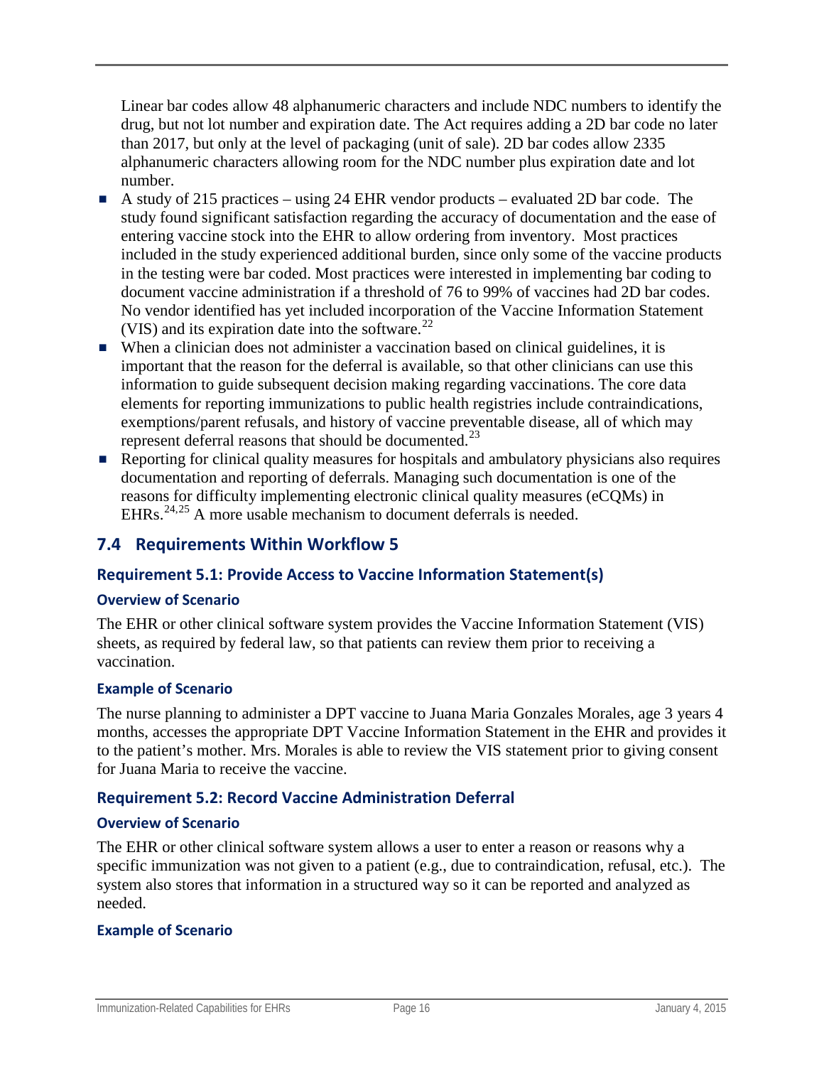Linear bar codes allow 48 alphanumeric characters and include NDC numbers to identify the drug, but not lot number and expiration date. The Act requires adding a 2D bar code no later than 2017, but only at the level of packaging (unit of sale). 2D bar codes allow 2335 alphanumeric characters allowing room for the NDC number plus expiration date and lot number.

- A study of 215 practices – using 24 EHR vendor products – evaluated 2D bar code. The study found significant satisfaction regarding the accuracy of documentation and the ease of entering vaccine stock into the EHR to allow ordering from inventory. Most practices included in the study experienced additional burden, since only some of the vaccine products in the testing were bar coded. Most practices were interested in implementing bar coding to document vaccine administration if a threshold of 76 to 99% of vaccines had 2D bar codes. No vendor identified has yet included incorporation of the Vaccine Information Statement (VIS) and its expiration date into the software.[22]
- When a clinician does not administer a vaccination based on clinical guidelines, it is important that the reason for the deferral is available, so that other clinicians can use this information to guide subsequent decision making regarding vaccinations. The core data elements for reporting immunizations to public health registries include contraindications, exemptions/parent refusals, and history of vaccine preventable disease, all of which may represent deferral reasons that should be documented.[23]
- Reporting for clinical quality measures for hospitals and ambulatory physicians also requires documentation and reporting of deferrals. Managing such documentation is one of the reasons for difficulty implementing electronic clinical quality measures (eCQMs) in EHRs.[24,25] A more usable mechanism to document deferrals is needed.

## 7.4 Requirements Within Workflow 5

### Requirement 5.1: Provide Access to Vaccine Information Statement(s)

#### Overview of Scenario

The EHR or other clinical software system provides the Vaccine Information Statement (VIS) sheets, as required by federal law, so that patients can review them prior to receiving a vaccination.

#### Example of Scenario

The nurse planning to administer a DPT vaccine to Juana Maria Gonzales Morales, age 3 years 4 months, accesses the appropriate DPT Vaccine Information Statement in the EHR and provides it to the patient's mother. Mrs. Morales is able to review the VIS statement prior to giving consent for Juana Maria to receive the vaccine.

### Requirement 5.2: Record Vaccine Administration Deferral

#### Overview of Scenario

The EHR or other clinical software system allows a user to enter a reason or reasons why a specific immunization was not given to a patient (e.g., due to contraindication, refusal, etc.). The system also stores that information in a structured way so it can be reported and analyzed as needed.

#### Example of Scenario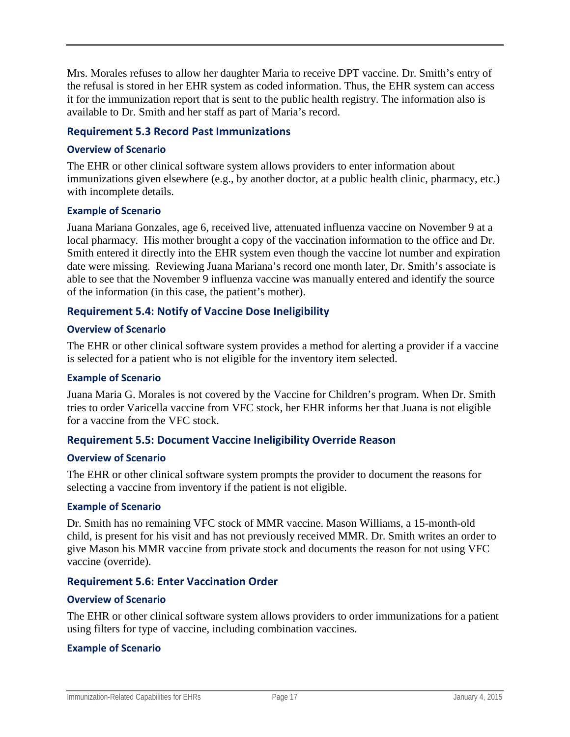Mrs. Morales refuses to allow her daughter Maria to receive DPT vaccine. Dr. Smith's entry of the refusal is stored in her EHR system as coded information. Thus, the EHR system can access it for the immunization report that is sent to the public health registry. The information also is available to Dr. Smith and her staff as part of Maria's record.

## Requirement 5.3 Record Past Immunizations

### Overview of Scenario

The EHR or other clinical software system allows providers to enter information about immunizations given elsewhere (e.g., by another doctor, at a public health clinic, pharmacy, etc.) with incomplete details.

### Example of Scenario

Juana Mariana Gonzales, age 6, received live, attenuated influenza vaccine on November 9 at a local pharmacy. His mother brought a copy of the vaccination information to the office and Dr. Smith entered it directly into the EHR system even though the vaccine lot number and expiration date were missing. Reviewing Juana Mariana's record one month later, Dr. Smith's associate is able to see that the November 9 influenza vaccine was manually entered and identify the source of the information (in this case, the patient's mother).

## Requirement 5.4: Notify of Vaccine Dose Ineligibility

### Overview of Scenario

The EHR or other clinical software system provides a method for alerting a provider if a vaccine is selected for a patient who is not eligible for the inventory item selected.

### Example of Scenario

Juana Maria G. Morales is not covered by the Vaccine for Children's program. When Dr. Smith tries to order Varicella vaccine from VFC stock, her EHR informs her that Juana is not eligible for a vaccine from the VFC stock.

## Requirement 5.5: Document Vaccine Ineligibility Override Reason

### Overview of Scenario

The EHR or other clinical software system prompts the provider to document the reasons for selecting a vaccine from inventory if the patient is not eligible.

### Example of Scenario

Dr. Smith has no remaining VFC stock of MMR vaccine. Mason Williams, a 15-month-old child, is present for his visit and has not previously received MMR. Dr. Smith writes an order to give Mason his MMR vaccine from private stock and documents the reason for not using VFC vaccine (override).

## Requirement 5.6: Enter Vaccination Order

### Overview of Scenario

The EHR or other clinical software system allows providers to order immunizations for a patient using filters for type of vaccine, including combination vaccines.

### Example of Scenario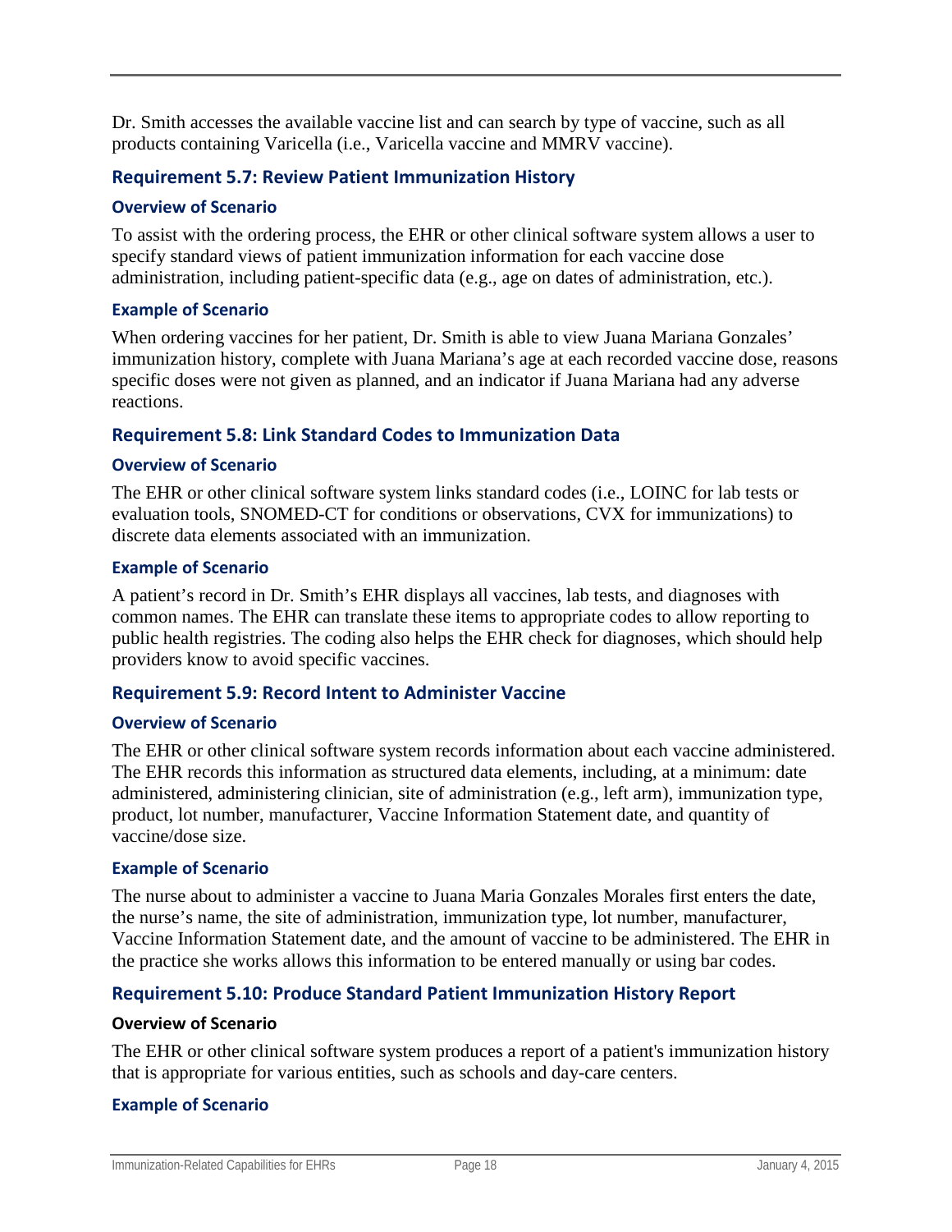Dr. Smith accesses the available vaccine list and can search by type of vaccine, such as all products containing Varicella (i.e., Varicella vaccine and MMRV vaccine).

## Requirement 5.7: Review Patient Immunization History

### Overview of Scenario

To assist with the ordering process, the EHR or other clinical software system allows a user to specify standard views of patient immunization information for each vaccine dose administration, including patient-specific data (e.g., age on dates of administration, etc.).

### Example of Scenario

When ordering vaccines for her patient, Dr. Smith is able to view Juana Mariana Gonzales' immunization history, complete with Juana Mariana's age at each recorded vaccine dose, reasons specific doses were not given as planned, and an indicator if Juana Mariana had any adverse reactions.

## Requirement 5.8: Link Standard Codes to Immunization Data

### Overview of Scenario

The EHR or other clinical software system links standard codes (i.e., LOINC for lab tests or evaluation tools, SNOMED-CT for conditions or observations, CVX for immunizations) to discrete data elements associated with an immunization.

### Example of Scenario

A patient's record in Dr. Smith's EHR displays all vaccines, lab tests, and diagnoses with common names. The EHR can translate these items to appropriate codes to allow reporting to public health registries. The coding also helps the EHR check for diagnoses, which should help providers know to avoid specific vaccines.

## Requirement 5.9: Record Intent to Administer Vaccine

### Overview of Scenario

The EHR or other clinical software system records information about each vaccine administered. The EHR records this information as structured data elements, including, at a minimum: date administered, administering clinician, site of administration (e.g., left arm), immunization type, product, lot number, manufacturer, Vaccine Information Statement date, and quantity of vaccine/dose size.

### Example of Scenario

The nurse about to administer a vaccine to Juana Maria Gonzales Morales first enters the date, the nurse's name, the site of administration, immunization type, lot number, manufacturer, Vaccine Information Statement date, and the amount of vaccine to be administered. The EHR in the practice she works allows this information to be entered manually or using bar codes.

## Requirement 5.10: Produce Standard Patient Immunization History Report

### Overview of Scenario

The EHR or other clinical software system produces a report of a patient's immunization history that is appropriate for various entities, such as schools and day-care centers.

### Example of Scenario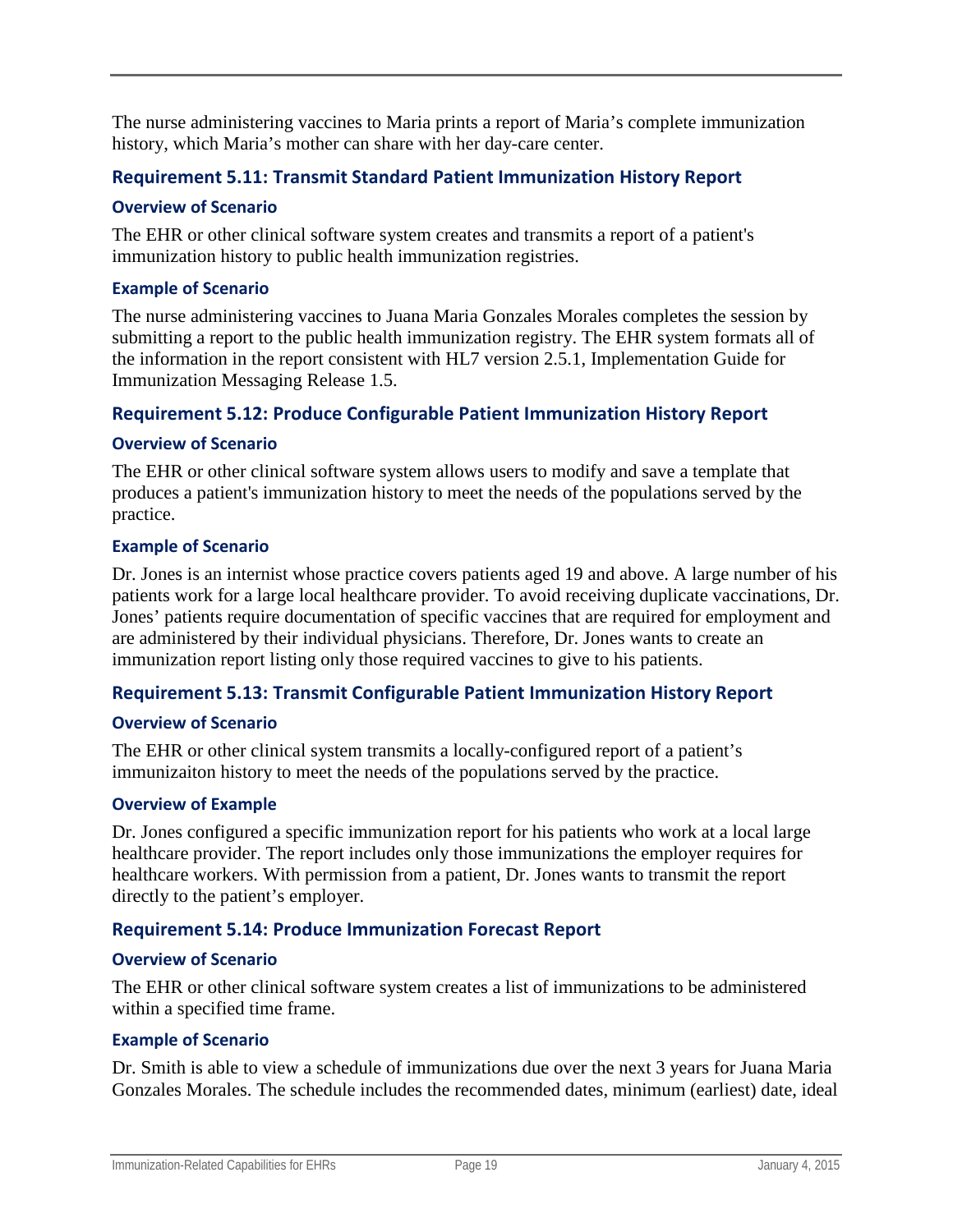The nurse administering vaccines to Maria prints a report of Maria's complete immunization history, which Maria's mother can share with her day-care center.

### Requirement 5.11: Transmit Standard Patient Immunization History Report

#### Overview of Scenario

The EHR or other clinical software system creates and transmits a report of a patient's immunization history to public health immunization registries.

#### Example of Scenario

The nurse administering vaccines to Juana Maria Gonzales Morales completes the session by submitting a report to the public health immunization registry. The EHR system formats all of the information in the report consistent with HL7 version 2.5.1, Implementation Guide for Immunization Messaging Release 1.5.

### Requirement 5.12: Produce Configurable Patient Immunization History Report

#### Overview of Scenario

The EHR or other clinical software system allows users to modify and save a template that produces a patient's immunization history to meet the needs of the populations served by the practice.

#### Example of Scenario

Dr. Jones is an internist whose practice covers patients aged 19 and above. A large number of his patients work for a large local healthcare provider. To avoid receiving duplicate vaccinations, Dr. Jones' patients require documentation of specific vaccines that are required for employment and are administered by their individual physicians. Therefore, Dr. Jones wants to create an immunization report listing only those required vaccines to give to his patients.

### Requirement 5.13: Transmit Configurable Patient Immunization History Report

#### Overview of Scenario

The EHR or other clinical system transmits a locally-configured report of a patient's immunizaiton history to meet the needs of the populations served by the practice.

#### Overview of Example

Dr. Jones configured a specific immunization report for his patients who work at a local large healthcare provider. The report includes only those immunizations the employer requires for healthcare workers. With permission from a patient, Dr. Jones wants to transmit the report directly to the patient's employer.

### Requirement 5.14: Produce Immunization Forecast Report

#### Overview of Scenario

The EHR or other clinical software system creates a list of immunizations to be administered within a specified time frame.

#### Example of Scenario

Dr. Smith is able to view a schedule of immunizations due over the next 3 years for Juana Maria Gonzales Morales. The schedule includes the recommended dates, minimum (earliest) date, ideal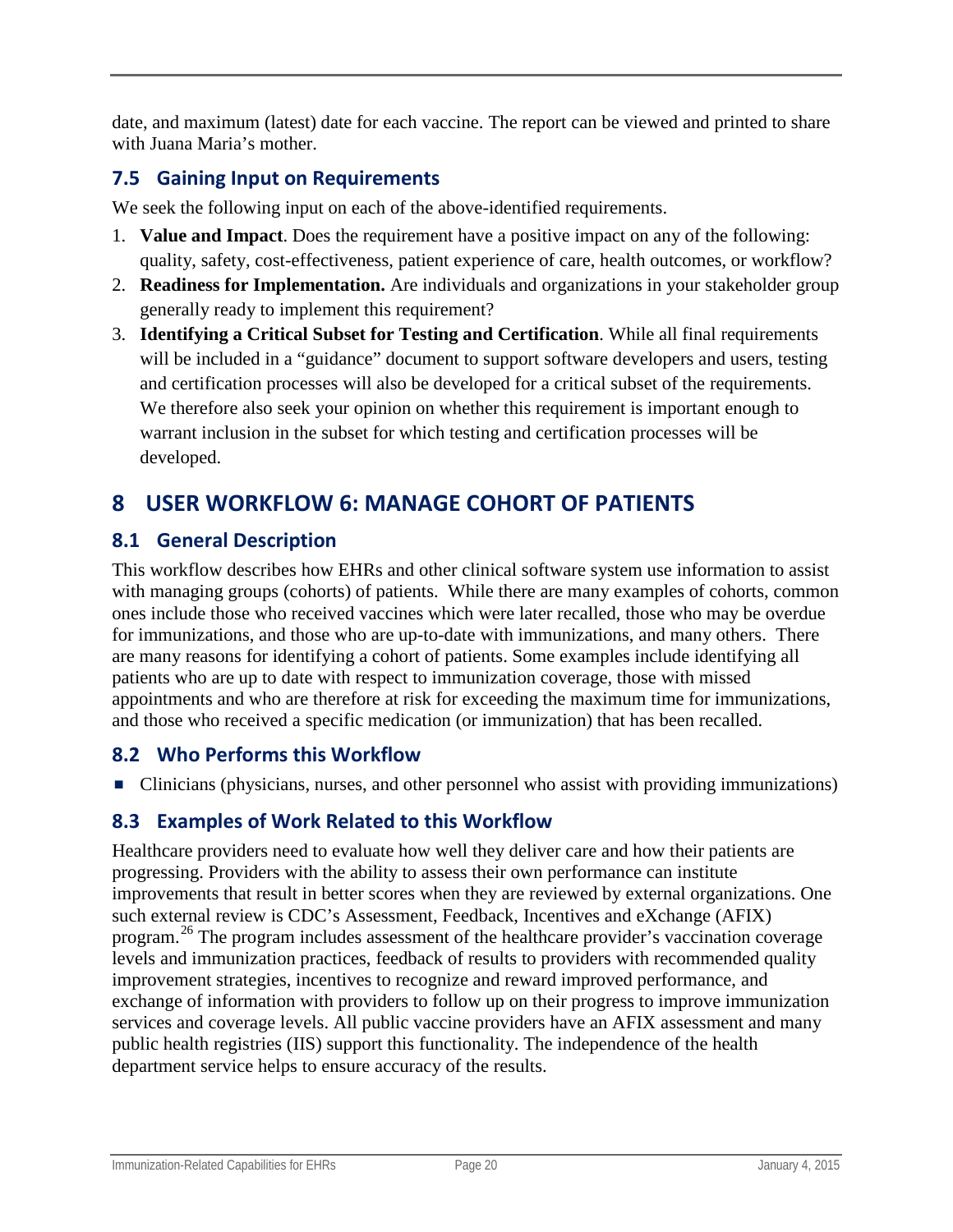date, and maximum (latest) date for each vaccine. The report can be viewed and printed to share with Juana Maria's mother.

### 7.5 Gaining Input on Requirements

We seek the following input on each of the above-identified requirements.

1. **Value and Impact**. Does the requirement have a positive impact on any of the following: quality, safety, cost-effectiveness, patient experience of care, health outcomes, or workflow?
2. **Readiness for Implementation.** Are individuals and organizations in your stakeholder group generally ready to implement this requirement?
3. **Identifying a Critical Subset for Testing and Certification**. While all final requirements will be included in a "guidance" document to support software developers and users, testing and certification processes will also be developed for a critical subset of the requirements. We therefore also seek your opinion on whether this requirement is important enough to warrant inclusion in the subset for which testing and certification processes will be developed.

## 8 USER WORKFLOW 6: MANAGE COHORT OF PATIENTS

### 8.1 General Description

This workflow describes how EHRs and other clinical software system use information to assist with managing groups (cohorts) of patients. While there are many examples of cohorts, common ones include those who received vaccines which were later recalled, those who may be overdue for immunizations, and those who are up-to-date with immunizations, and many others. There are many reasons for identifying a cohort of patients. Some examples include identifying all patients who are up to date with respect to immunization coverage, those with missed appointments and who are therefore at risk for exceeding the maximum time for immunizations, and those who received a specific medication (or immunization) that has been recalled.

### 8.2 Who Performs this Workflow

- Clinicians (physicians, nurses, and other personnel who assist with providing immunizations)

### 8.3 Examples of Work Related to this Workflow

Healthcare providers need to evaluate how well they deliver care and how their patients are progressing. Providers with the ability to assess their own performance can institute improvements that result in better scores when they are reviewed by external organizations. One such external review is CDC's Assessment, Feedback, Incentives and eXchange (AFIX) program.[26] The program includes assessment of the healthcare provider's vaccination coverage levels and immunization practices, feedback of results to providers with recommended quality improvement strategies, incentives to recognize and reward improved performance, and exchange of information with providers to follow up on their progress to improve immunization services and coverage levels. All public vaccine providers have an AFIX assessment and many public health registries (IIS) support this functionality. The independence of the health department service helps to ensure accuracy of the results.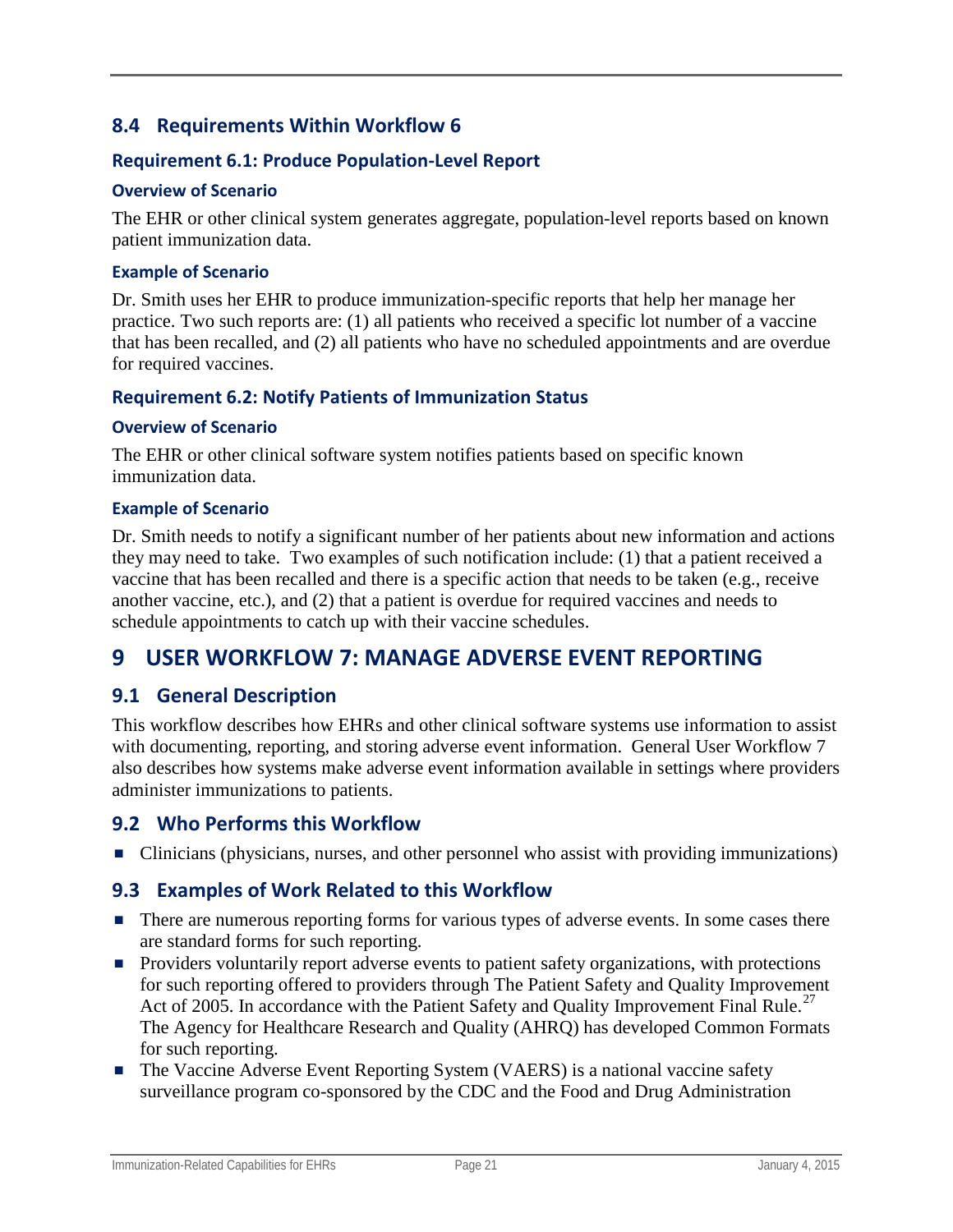## 8.4 Requirements Within Workflow 6

### Requirement 6.1: Produce Population-Level Report

#### Overview of Scenario

The EHR or other clinical system generates aggregate, population-level reports based on known patient immunization data.

#### Example of Scenario

Dr. Smith uses her EHR to produce immunization-specific reports that help her manage her practice. Two such reports are: (1) all patients who received a specific lot number of a vaccine that has been recalled, and (2) all patients who have no scheduled appointments and are overdue for required vaccines.

### Requirement 6.2: Notify Patients of Immunization Status

#### Overview of Scenario

The EHR or other clinical software system notifies patients based on specific known immunization data.

#### Example of Scenario

Dr. Smith needs to notify a significant number of her patients about new information and actions they may need to take. Two examples of such notification include: (1) that a patient received a vaccine that has been recalled and there is a specific action that needs to be taken (e.g., receive another vaccine, etc.), and (2) that a patient is overdue for required vaccines and needs to schedule appointments to catch up with their vaccine schedules.

# 9 USER WORKFLOW 7: MANAGE ADVERSE EVENT REPORTING

## 9.1 General Description

This workflow describes how EHRs and other clinical software systems use information to assist with documenting, reporting, and storing adverse event information. General User Workflow 7 also describes how systems make adverse event information available in settings where providers administer immunizations to patients.

## 9.2 Who Performs this Workflow

- Clinicians (physicians, nurses, and other personnel who assist with providing immunizations)

## 9.3 Examples of Work Related to this Workflow

- There are numerous reporting forms for various types of adverse events. In some cases there are standard forms for such reporting.
- Providers voluntarily report adverse events to patient safety organizations, with protections for such reporting offered to providers through The Patient Safety and Quality Improvement Act of 2005. In accordance with the Patient Safety and Quality Improvement Final Rule.[27] The Agency for Healthcare Research and Quality (AHRQ) has developed Common Formats for such reporting.
- The Vaccine Adverse Event Reporting System (VAERS) is a national vaccine safety surveillance program co-sponsored by the CDC and the Food and Drug Administration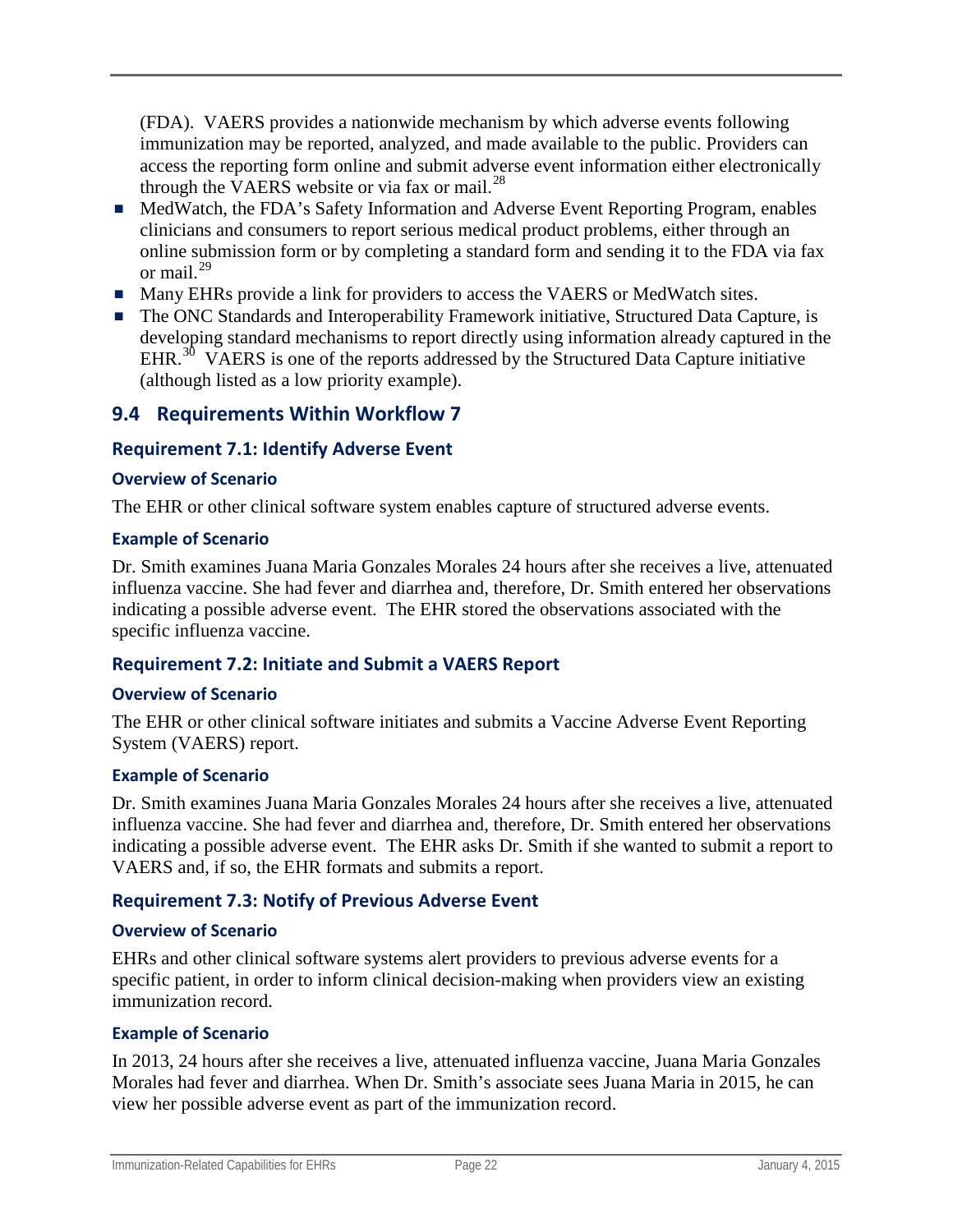(FDA). VAERS provides a nationwide mechanism by which adverse events following immunization may be reported, analyzed, and made available to the public. Providers can access the reporting form online and submit adverse event information either electronically through the VAERS website or via fax or mail.[28]

- MedWatch, the FDA's Safety Information and Adverse Event Reporting Program, enables clinicians and consumers to report serious medical product problems, either through an online submission form or by completing a standard form and sending it to the FDA via fax or mail.[29]
- Many EHRs provide a link for providers to access the VAERS or MedWatch sites.
- The ONC Standards and Interoperability Framework initiative, Structured Data Capture, is developing standard mechanisms to report directly using information already captured in the EHR.[30] VAERS is one of the reports addressed by the Structured Data Capture initiative (although listed as a low priority example).

## 9.4 Requirements Within Workflow 7

### Requirement 7.1: Identify Adverse Event

#### Overview of Scenario

The EHR or other clinical software system enables capture of structured adverse events.

#### Example of Scenario

Dr. Smith examines Juana Maria Gonzales Morales 24 hours after she receives a live, attenuated influenza vaccine. She had fever and diarrhea and, therefore, Dr. Smith entered her observations indicating a possible adverse event. The EHR stored the observations associated with the specific influenza vaccine.

### Requirement 7.2: Initiate and Submit a VAERS Report

#### Overview of Scenario

The EHR or other clinical software initiates and submits a Vaccine Adverse Event Reporting System (VAERS) report.

#### Example of Scenario

Dr. Smith examines Juana Maria Gonzales Morales 24 hours after she receives a live, attenuated influenza vaccine. She had fever and diarrhea and, therefore, Dr. Smith entered her observations indicating a possible adverse event. The EHR asks Dr. Smith if she wanted to submit a report to VAERS and, if so, the EHR formats and submits a report.

### Requirement 7.3: Notify of Previous Adverse Event

#### Overview of Scenario

EHRs and other clinical software systems alert providers to previous adverse events for a specific patient, in order to inform clinical decision-making when providers view an existing immunization record.

#### Example of Scenario

In 2013, 24 hours after she receives a live, attenuated influenza vaccine, Juana Maria Gonzales Morales had fever and diarrhea. When Dr. Smith's associate sees Juana Maria in 2015, he can view her possible adverse event as part of the immunization record.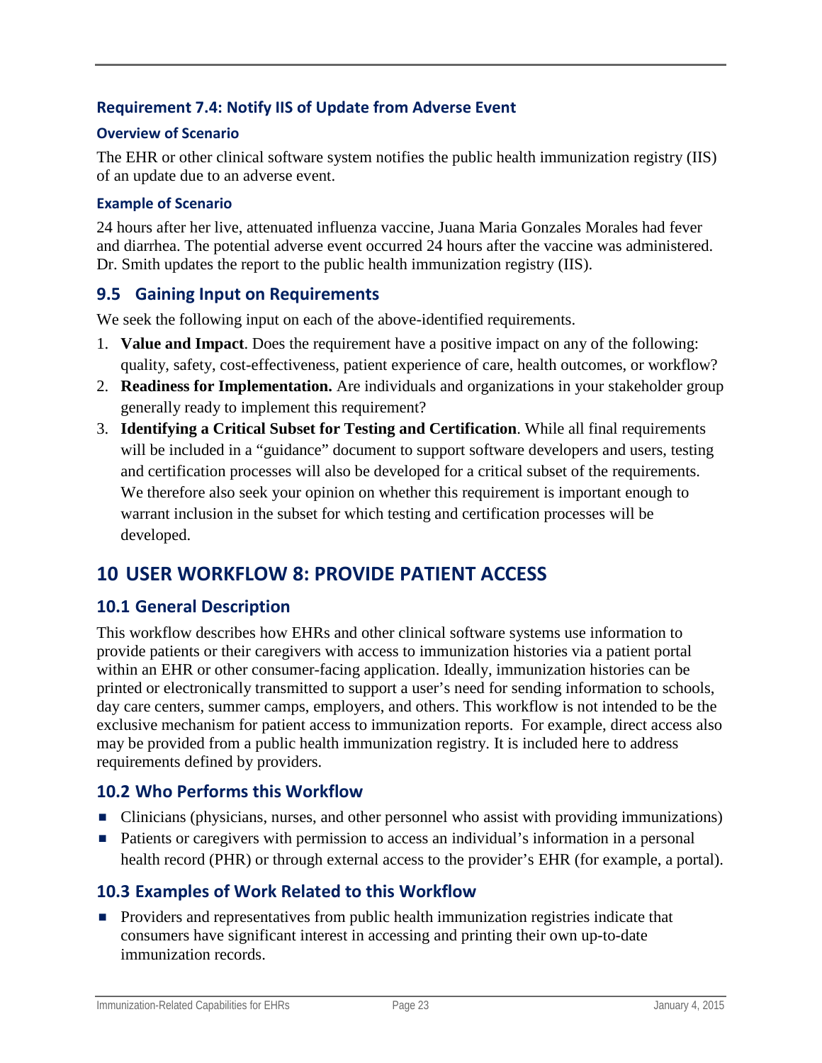### Requirement 7.4: Notify IIS of Update from Adverse Event

#### Overview of Scenario

The EHR or other clinical software system notifies the public health immunization registry (IIS) of an update due to an adverse event.

#### Example of Scenario

24 hours after her live, attenuated influenza vaccine, Juana Maria Gonzales Morales had fever and diarrhea. The potential adverse event occurred 24 hours after the vaccine was administered. Dr. Smith updates the report to the public health immunization registry (IIS).

## 9.5 Gaining Input on Requirements

We seek the following input on each of the above-identified requirements.

1. **Value and Impact**. Does the requirement have a positive impact on any of the following: quality, safety, cost-effectiveness, patient experience of care, health outcomes, or workflow?
2. **Readiness for Implementation.** Are individuals and organizations in your stakeholder group generally ready to implement this requirement?
3. **Identifying a Critical Subset for Testing and Certification**. While all final requirements will be included in a "guidance" document to support software developers and users, testing and certification processes will also be developed for a critical subset of the requirements. We therefore also seek your opinion on whether this requirement is important enough to warrant inclusion in the subset for which testing and certification processes will be developed.

# 10 USER WORKFLOW 8: PROVIDE PATIENT ACCESS

## 10.1 General Description

This workflow describes how EHRs and other clinical software systems use information to provide patients or their caregivers with access to immunization histories via a patient portal within an EHR or other consumer-facing application. Ideally, immunization histories can be printed or electronically transmitted to support a user's need for sending information to schools, day care centers, summer camps, employers, and others. This workflow is not intended to be the exclusive mechanism for patient access to immunization reports. For example, direct access also may be provided from a public health immunization registry. It is included here to address requirements defined by providers.

## 10.2 Who Performs this Workflow

- Clinicians (physicians, nurses, and other personnel who assist with providing immunizations)
- Patients or caregivers with permission to access an individual's information in a personal health record (PHR) or through external access to the provider's EHR (for example, a portal).

## 10.3 Examples of Work Related to this Workflow

- Providers and representatives from public health immunization registries indicate that consumers have significant interest in accessing and printing their own up-to-date immunization records.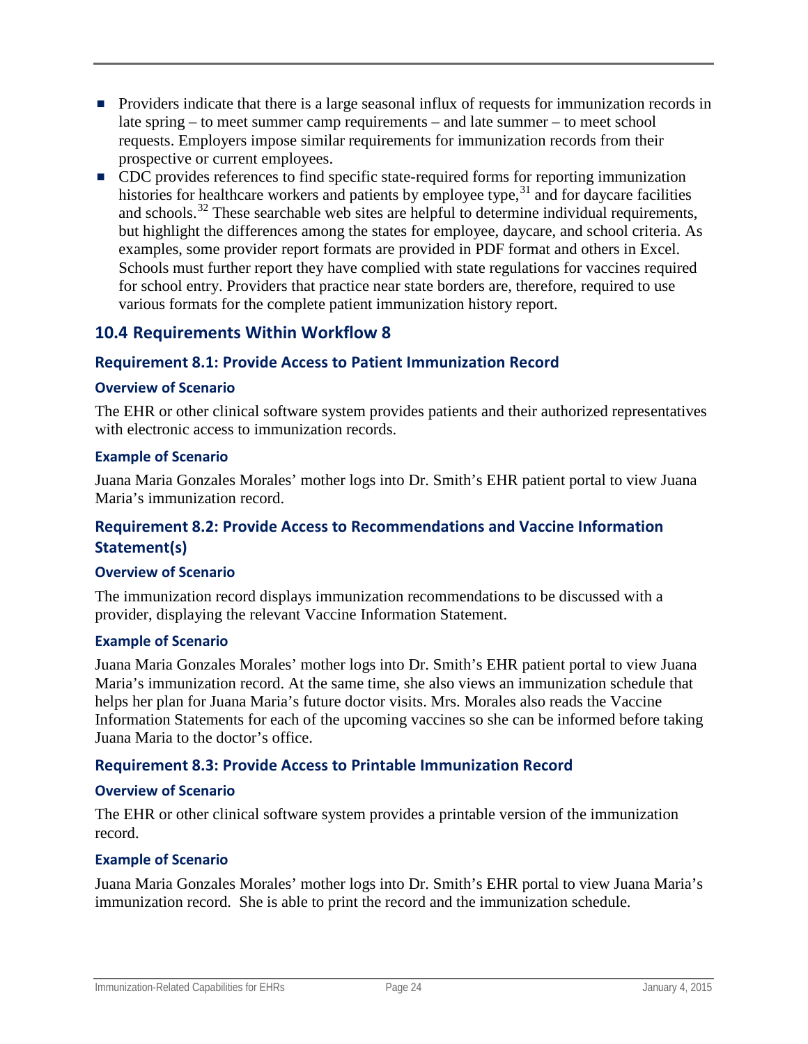- Providers indicate that there is a large seasonal influx of requests for immunization records in late spring – to meet summer camp requirements – and late summer – to meet school requests. Employers impose similar requirements for immunization records from their prospective or current employees.
- CDC provides references to find specific state-required forms for reporting immunization histories for healthcare workers and patients by employee type,[31] and for daycare facilities and schools.[32] These searchable web sites are helpful to determine individual requirements, but highlight the differences among the states for employee, daycare, and school criteria. As examples, some provider report formats are provided in PDF format and others in Excel. Schools must further report they have complied with state regulations for vaccines required for school entry. Providers that practice near state borders are, therefore, required to use various formats for the complete patient immunization history report.

## 10.4 Requirements Within Workflow 8

### Requirement 8.1: Provide Access to Patient Immunization Record

#### Overview of Scenario

The EHR or other clinical software system provides patients and their authorized representatives with electronic access to immunization records.

#### Example of Scenario

Juana Maria Gonzales Morales' mother logs into Dr. Smith's EHR patient portal to view Juana Maria's immunization record.

### Requirement 8.2: Provide Access to Recommendations and Vaccine Information Statement(s)

#### Overview of Scenario

The immunization record displays immunization recommendations to be discussed with a provider, displaying the relevant Vaccine Information Statement.

#### Example of Scenario

Juana Maria Gonzales Morales' mother logs into Dr. Smith's EHR patient portal to view Juana Maria's immunization record. At the same time, she also views an immunization schedule that helps her plan for Juana Maria's future doctor visits. Mrs. Morales also reads the Vaccine Information Statements for each of the upcoming vaccines so she can be informed before taking Juana Maria to the doctor's office.

### Requirement 8.3: Provide Access to Printable Immunization Record

#### Overview of Scenario

The EHR or other clinical software system provides a printable version of the immunization record.

#### Example of Scenario

Juana Maria Gonzales Morales' mother logs into Dr. Smith's EHR portal to view Juana Maria's immunization record. She is able to print the record and the immunization schedule.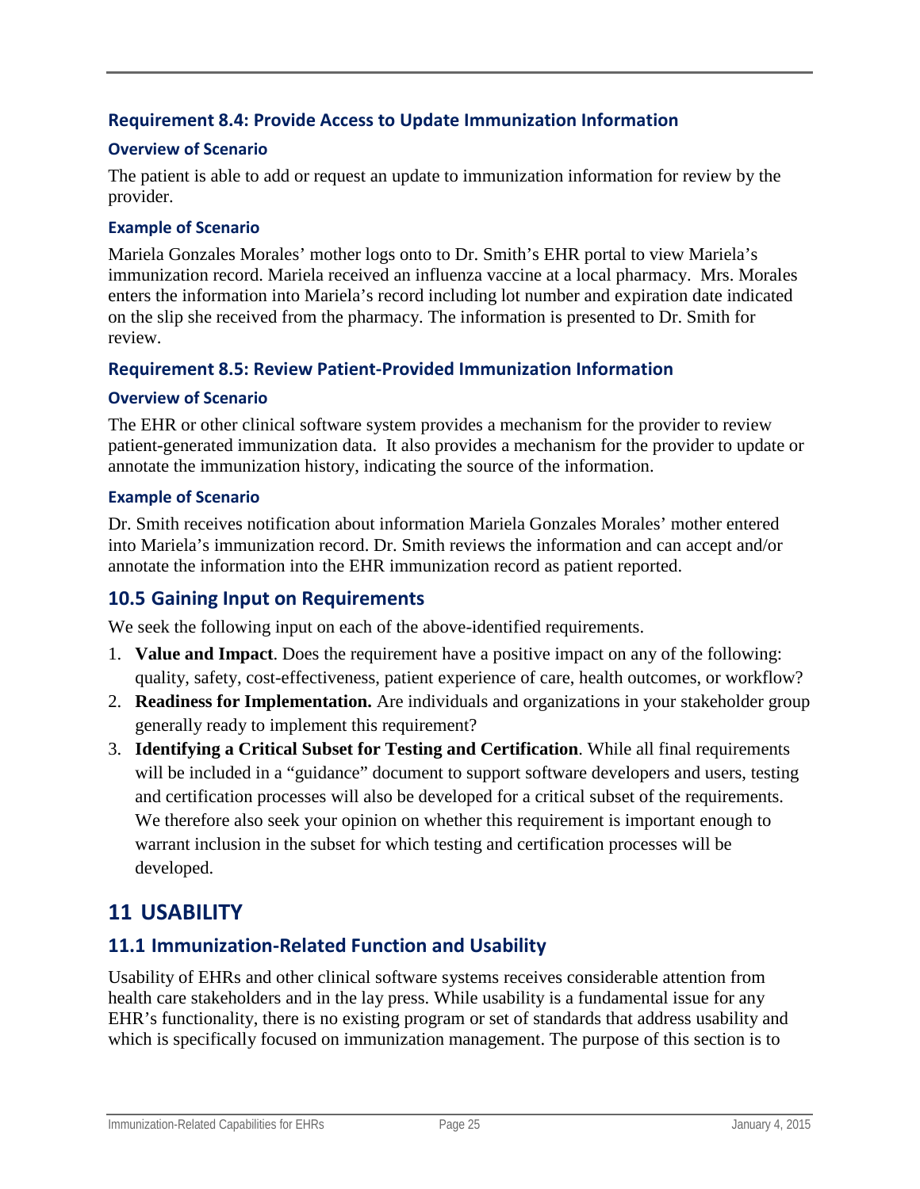### Requirement 8.4: Provide Access to Update Immunization Information

#### Overview of Scenario

The patient is able to add or request an update to immunization information for review by the provider.

#### Example of Scenario

Mariela Gonzales Morales' mother logs onto to Dr. Smith's EHR portal to view Mariela's immunization record. Mariela received an influenza vaccine at a local pharmacy. Mrs. Morales enters the information into Mariela's record including lot number and expiration date indicated on the slip she received from the pharmacy. The information is presented to Dr. Smith for review.

### Requirement 8.5: Review Patient-Provided Immunization Information

#### Overview of Scenario

The EHR or other clinical software system provides a mechanism for the provider to review patient-generated immunization data. It also provides a mechanism for the provider to update or annotate the immunization history, indicating the source of the information.

#### Example of Scenario

Dr. Smith receives notification about information Mariela Gonzales Morales' mother entered into Mariela's immunization record. Dr. Smith reviews the information and can accept and/or annotate the information into the EHR immunization record as patient reported.

## 10.5 Gaining Input on Requirements

We seek the following input on each of the above-identified requirements.

1. **Value and Impact**. Does the requirement have a positive impact on any of the following: quality, safety, cost-effectiveness, patient experience of care, health outcomes, or workflow?
2. **Readiness for Implementation.** Are individuals and organizations in your stakeholder group generally ready to implement this requirement?
3. **Identifying a Critical Subset for Testing and Certification**. While all final requirements will be included in a "guidance" document to support software developers and users, testing and certification processes will also be developed for a critical subset of the requirements. We therefore also seek your opinion on whether this requirement is important enough to warrant inclusion in the subset for which testing and certification processes will be developed.

# 11 USABILITY

## 11.1 Immunization-Related Function and Usability

Usability of EHRs and other clinical software systems receives considerable attention from health care stakeholders and in the lay press. While usability is a fundamental issue for any EHR's functionality, there is no existing program or set of standards that address usability and which is specifically focused on immunization management. The purpose of this section is to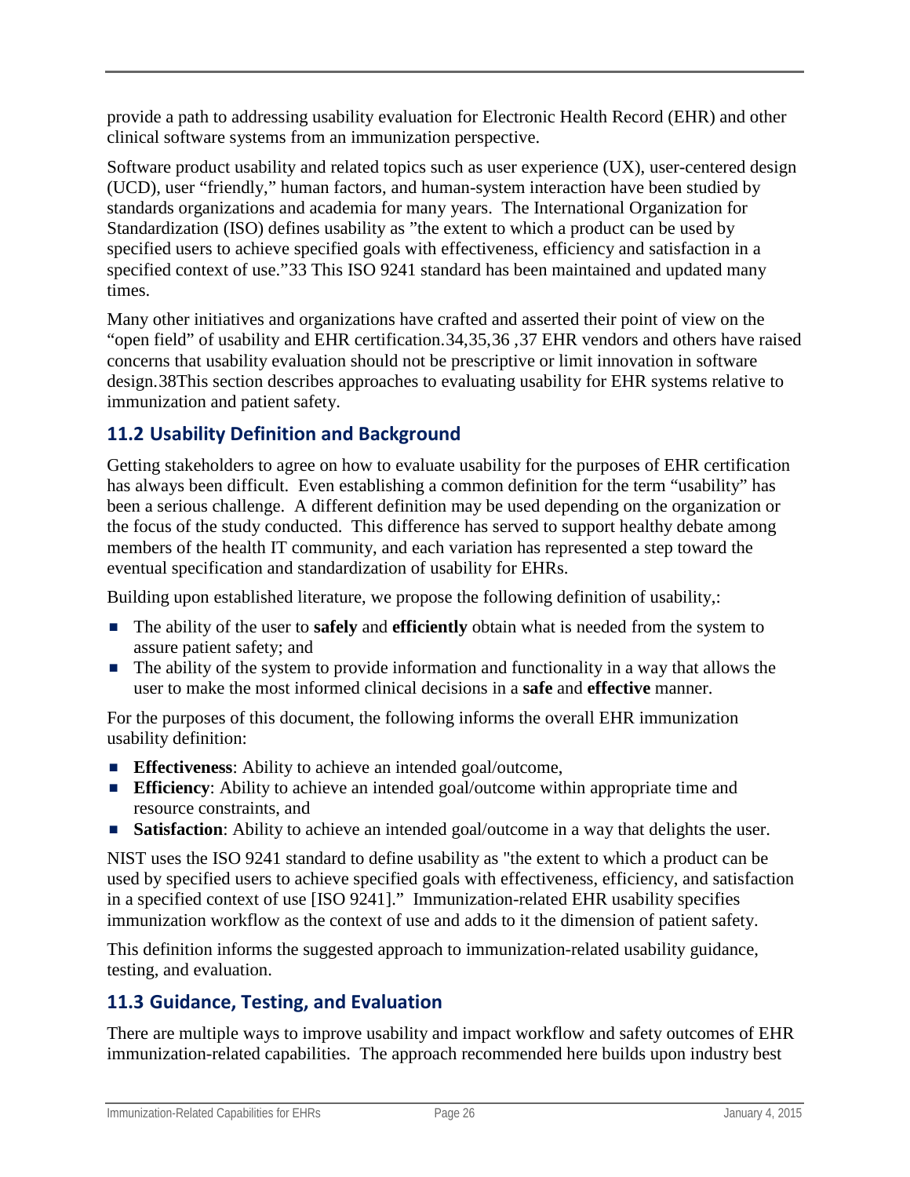provide a path to addressing usability evaluation for Electronic Health Record (EHR) and other clinical software systems from an immunization perspective.

Software product usability and related topics such as user experience (UX), user-centered design (UCD), user "friendly," human factors, and human-system interaction have been studied by standards organizations and academia for many years. The International Organization for Standardization (ISO) defines usability as "the extent to which a product can be used by specified users to achieve specified goals with effectiveness, efficiency and satisfaction in a specified context of use."[33] This ISO 9241 standard has been maintained and updated many times.

Many other initiatives and organizations have crafted and asserted their point of view on the "open field" of usability and EHR certification.[34,35,36,37] EHR vendors and others have raised concerns that usability evaluation should not be prescriptive or limit innovation in software design.[38] This section describes approaches to evaluating usability for EHR systems relative to immunization and patient safety.

## 11.2 Usability Definition and Background

Getting stakeholders to agree on how to evaluate usability for the purposes of EHR certification has always been difficult. Even establishing a common definition for the term "usability" has been a serious challenge. A different definition may be used depending on the organization or the focus of the study conducted. This difference has served to support healthy debate among members of the health IT community, and each variation has represented a step toward the eventual specification and standardization of usability for EHRs.

Building upon established literature, we propose the following definition of usability,:

- The ability of the user to **safely** and **efficiently** obtain what is needed from the system to assure patient safety; and
- The ability of the system to provide information and functionality in a way that allows the user to make the most informed clinical decisions in a **safe** and **effective** manner.

For the purposes of this document, the following informs the overall EHR immunization usability definition:

- **Effectiveness**: Ability to achieve an intended goal/outcome,
- **Efficiency**: Ability to achieve an intended goal/outcome within appropriate time and resource constraints, and
- **Satisfaction**: Ability to achieve an intended goal/outcome in a way that delights the user.

NIST uses the ISO 9241 standard to define usability as "the extent to which a product can be used by specified users to achieve specified goals with effectiveness, efficiency, and satisfaction in a specified context of use [ISO 9241]." Immunization-related EHR usability specifies immunization workflow as the context of use and adds to it the dimension of patient safety.

This definition informs the suggested approach to immunization-related usability guidance, testing, and evaluation.

## 11.3 Guidance, Testing, and Evaluation

There are multiple ways to improve usability and impact workflow and safety outcomes of EHR immunization-related capabilities. The approach recommended here builds upon industry best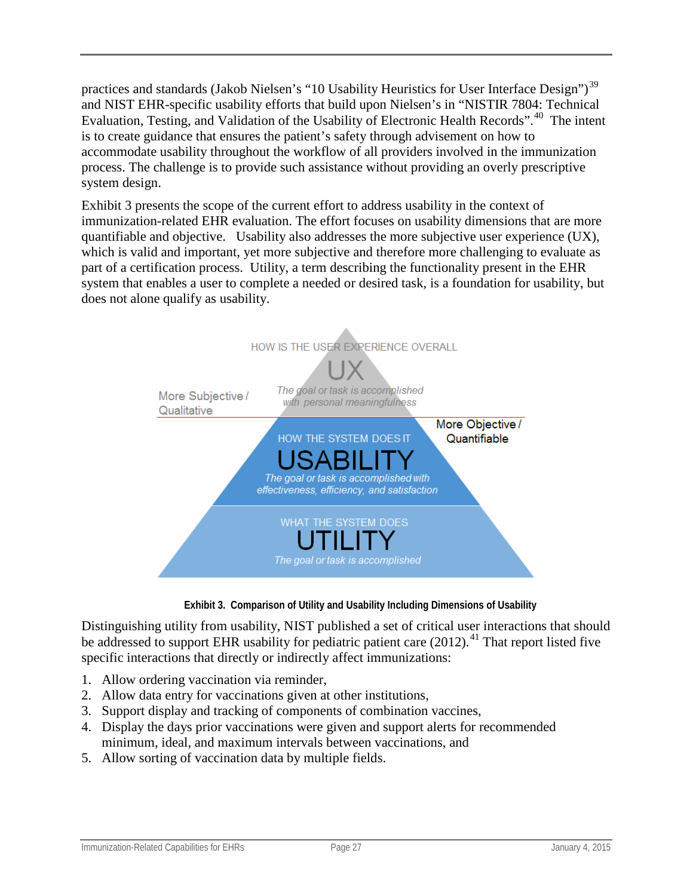practices and standards (Jakob Nielsen's "10 Usability Heuristics for User Interface Design")[39] and NIST EHR-specific usability efforts that build upon Nielsen's in "NISTIR 7804: Technical Evaluation, Testing, and Validation of the Usability of Electronic Health Records".[40] The intent is to create guidance that ensures the patient's safety through advisement on how to accommodate usability throughout the workflow of all providers involved in the immunization process. The challenge is to provide such assistance without providing an overly prescriptive system design.

Exhibit 3 presents the scope of the current effort to address usability in the context of immunization-related EHR evaluation. The effort focuses on usability dimensions that are more quantifiable and objective. Usability also addresses the more subjective user experience (UX), which is valid and important, yet more subjective and therefore more challenging to evaluate as part of a certification process. Utility, a term describing the functionality present in the EHR system that enables a user to complete a needed or desired task, is a foundation for usability, but does not alone qualify as usability.

HOW IS THE USER EXPERIENCE OVERALL
UX
*The goal or task is accomplished with personal meaningfulness*

More Subjective / Qualitative

More Objective / Quantifiable

HOW THE SYSTEM DOES IT
USABILITY
*The goal or task is accomplished with effectiveness, efficiency, and satisfaction*

WHAT THE SYSTEM DOES
UTILITY
*The goal or task is accomplished*

**Exhibit 3. Comparison of Utility and Usability Including Dimensions of Usability**

Distinguishing utility from usability, NIST published a set of critical user interactions that should be addressed to support EHR usability for pediatric patient care (2012).[41] That report listed five specific interactions that directly or indirectly affect immunizations:

1. Allow ordering vaccination via reminder,
2. Allow data entry for vaccinations given at other institutions,
3. Support display and tracking of components of combination vaccines,
4. Display the days prior vaccinations were given and support alerts for recommended minimum, ideal, and maximum intervals between vaccinations, and
5. Allow sorting of vaccination data by multiple fields.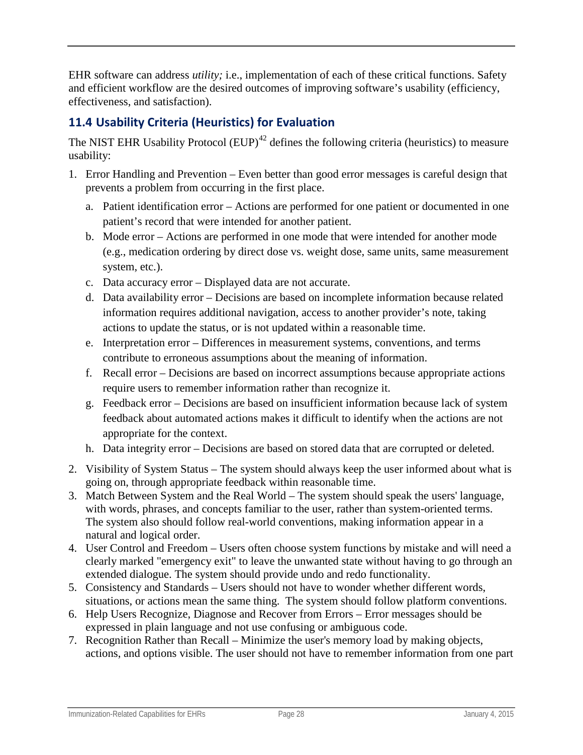EHR software can address *utility;* i.e., implementation of each of these critical functions. Safety and efficient workflow are the desired outcomes of improving software's usability (efficiency, effectiveness, and satisfaction).

## 11.4 Usability Criteria (Heuristics) for Evaluation

The NIST EHR Usability Protocol (EUP)[42] defines the following criteria (heuristics) to measure usability:

1. Error Handling and Prevention – Even better than good error messages is careful design that prevents a problem from occurring in the first place.
   a. Patient identification error – Actions are performed for one patient or documented in one patient's record that were intended for another patient.
   b. Mode error – Actions are performed in one mode that were intended for another mode (e.g., medication ordering by direct dose vs. weight dose, same units, same measurement system, etc.).
   c. Data accuracy error – Displayed data are not accurate.
   d. Data availability error – Decisions are based on incomplete information because related information requires additional navigation, access to another provider's note, taking actions to update the status, or is not updated within a reasonable time.
   e. Interpretation error – Differences in measurement systems, conventions, and terms contribute to erroneous assumptions about the meaning of information.
   f. Recall error – Decisions are based on incorrect assumptions because appropriate actions require users to remember information rather than recognize it.
   g. Feedback error – Decisions are based on insufficient information because lack of system feedback about automated actions makes it difficult to identify when the actions are not appropriate for the context.
   h. Data integrity error – Decisions are based on stored data that are corrupted or deleted.
2. Visibility of System Status – The system should always keep the user informed about what is going on, through appropriate feedback within reasonable time.
3. Match Between System and the Real World – The system should speak the users' language, with words, phrases, and concepts familiar to the user, rather than system-oriented terms. The system also should follow real-world conventions, making information appear in a natural and logical order.
4. User Control and Freedom – Users often choose system functions by mistake and will need a clearly marked "emergency exit" to leave the unwanted state without having to go through an extended dialogue. The system should provide undo and redo functionality.
5. Consistency and Standards – Users should not have to wonder whether different words, situations, or actions mean the same thing. The system should follow platform conventions.
6. Help Users Recognize, Diagnose and Recover from Errors – Error messages should be expressed in plain language and not use confusing or ambiguous code.
7. Recognition Rather than Recall – Minimize the user's memory load by making objects, actions, and options visible. The user should not have to remember information from one part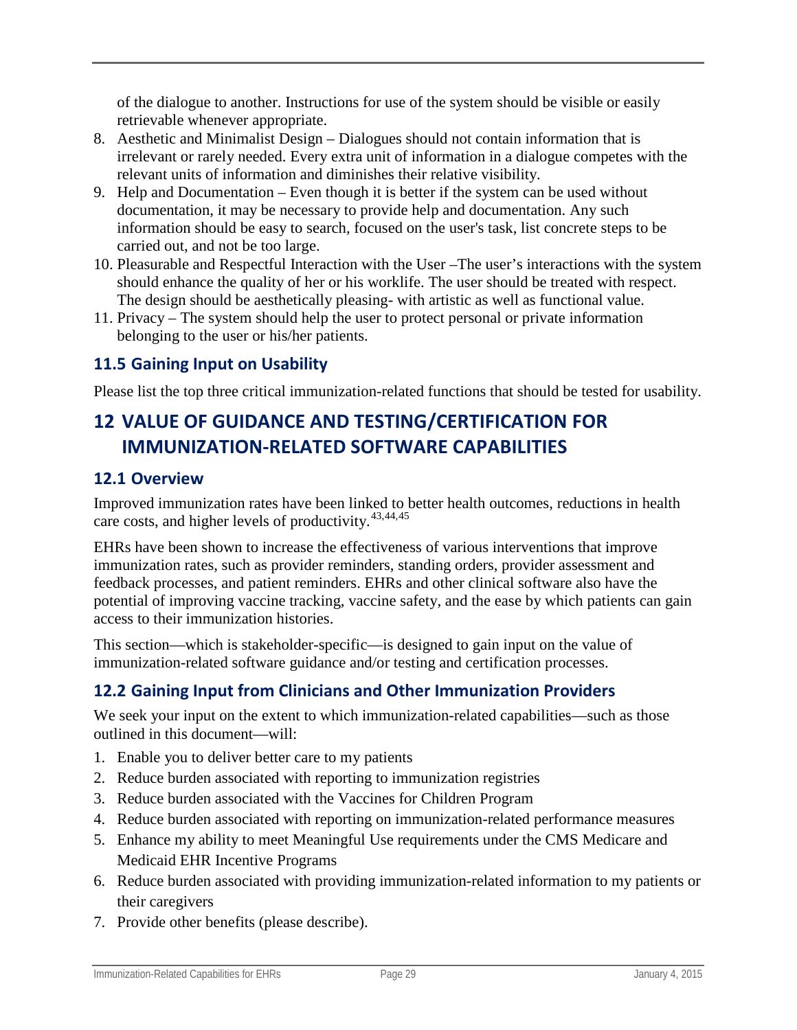of the dialogue to another. Instructions for use of the system should be visible or easily retrievable whenever appropriate.

8. Aesthetic and Minimalist Design – Dialogues should not contain information that is irrelevant or rarely needed. Every extra unit of information in a dialogue competes with the relevant units of information and diminishes their relative visibility.
9. Help and Documentation – Even though it is better if the system can be used without documentation, it may be necessary to provide help and documentation. Any such information should be easy to search, focused on the user's task, list concrete steps to be carried out, and not be too large.
10. Pleasurable and Respectful Interaction with the User –The user's interactions with the system should enhance the quality of her or his worklife. The user should be treated with respect. The design should be aesthetically pleasing- with artistic as well as functional value.
11. Privacy – The system should help the user to protect personal or private information belonging to the user or his/her patients.

### 11.5 Gaining Input on Usability

Please list the top three critical immunization-related functions that should be tested for usability.

# 12 VALUE OF GUIDANCE AND TESTING/CERTIFICATION FOR IMMUNIZATION-RELATED SOFTWARE CAPABILITIES

### 12.1 Overview

Improved immunization rates have been linked to better health outcomes, reductions in health care costs, and higher levels of productivity.[43,44,45]

EHRs have been shown to increase the effectiveness of various interventions that improve immunization rates, such as provider reminders, standing orders, provider assessment and feedback processes, and patient reminders. EHRs and other clinical software also have the potential of improving vaccine tracking, vaccine safety, and the ease by which patients can gain access to their immunization histories.

This section—which is stakeholder-specific—is designed to gain input on the value of immunization-related software guidance and/or testing and certification processes.

### 12.2 Gaining Input from Clinicians and Other Immunization Providers

We seek your input on the extent to which immunization-related capabilities—such as those outlined in this document—will:

1. Enable you to deliver better care to my patients
2. Reduce burden associated with reporting to immunization registries
3. Reduce burden associated with the Vaccines for Children Program
4. Reduce burden associated with reporting on immunization-related performance measures
5. Enhance my ability to meet Meaningful Use requirements under the CMS Medicare and Medicaid EHR Incentive Programs
6. Reduce burden associated with providing immunization-related information to my patients or their caregivers
7. Provide other benefits (please describe).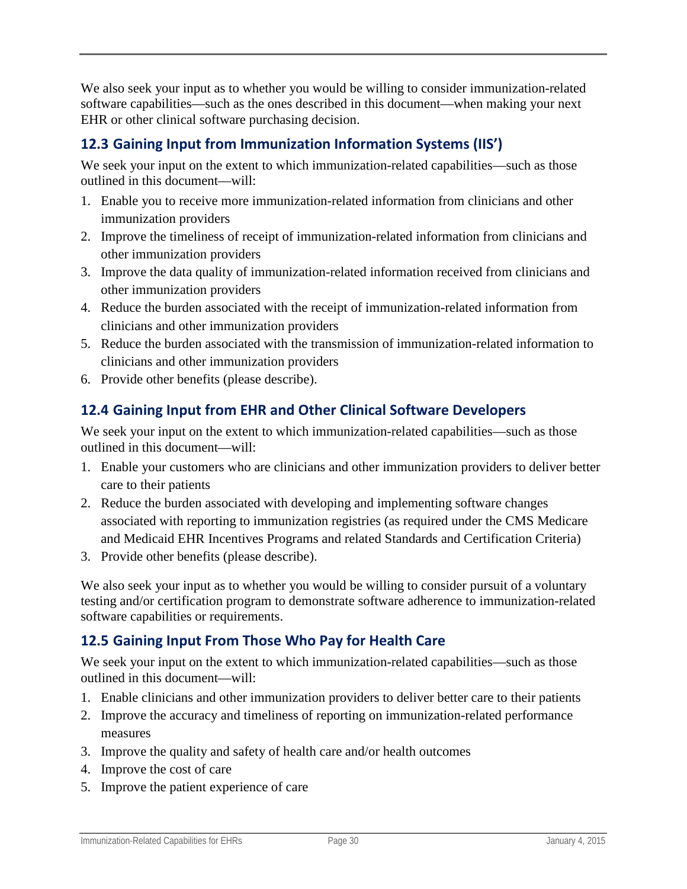We also seek your input as to whether you would be willing to consider immunization-related software capabilities—such as the ones described in this document—when making your next EHR or other clinical software purchasing decision.

## 12.3 Gaining Input from Immunization Information Systems (IIS')

We seek your input on the extent to which immunization-related capabilities—such as those outlined in this document—will:

1. Enable you to receive more immunization-related information from clinicians and other immunization providers
2. Improve the timeliness of receipt of immunization-related information from clinicians and other immunization providers
3. Improve the data quality of immunization-related information received from clinicians and other immunization providers
4. Reduce the burden associated with the receipt of immunization-related information from clinicians and other immunization providers
5. Reduce the burden associated with the transmission of immunization-related information to clinicians and other immunization providers
6. Provide other benefits (please describe).

## 12.4 Gaining Input from EHR and Other Clinical Software Developers

We seek your input on the extent to which immunization-related capabilities—such as those outlined in this document—will:

1. Enable your customers who are clinicians and other immunization providers to deliver better care to their patients
2. Reduce the burden associated with developing and implementing software changes associated with reporting to immunization registries (as required under the CMS Medicare and Medicaid EHR Incentives Programs and related Standards and Certification Criteria)
3. Provide other benefits (please describe).

We also seek your input as to whether you would be willing to consider pursuit of a voluntary testing and/or certification program to demonstrate software adherence to immunization-related software capabilities or requirements.

## 12.5 Gaining Input From Those Who Pay for Health Care

We seek your input on the extent to which immunization-related capabilities—such as those outlined in this document—will:

1. Enable clinicians and other immunization providers to deliver better care to their patients
2. Improve the accuracy and timeliness of reporting on immunization-related performance measures
3. Improve the quality and safety of health care and/or health outcomes
4. Improve the cost of care
5. Improve the patient experience of care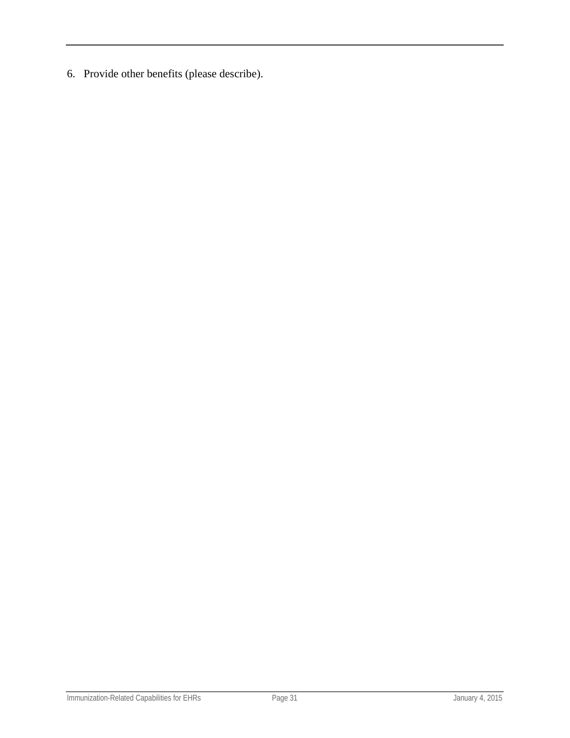6. Provide other benefits (please describe).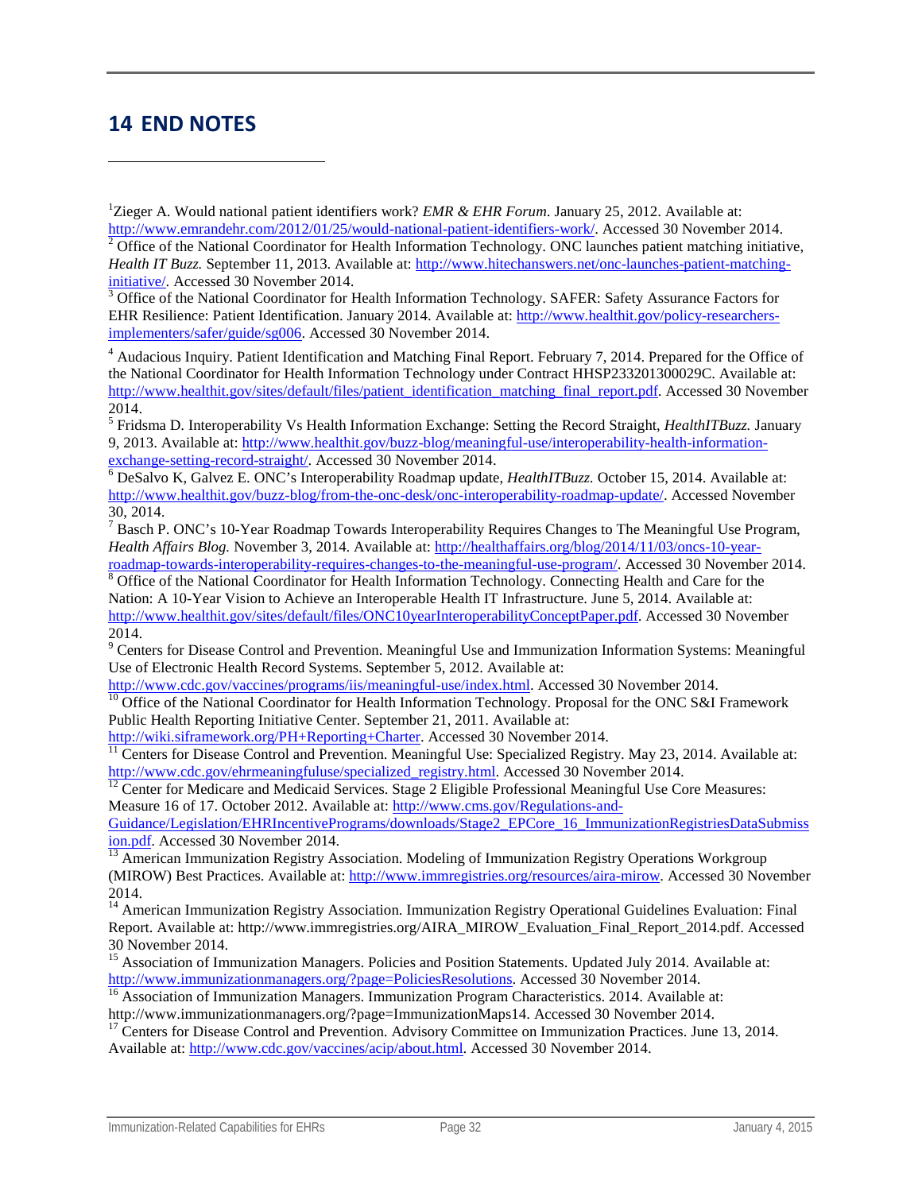# 14 END NOTES

[1] Zieger A. Would national patient identifiers work? *EMR & EHR Forum*. January 25, 2012. Available at: http://www.emrandehr.com/2012/01/25/would-national-patient-identifiers-work/. Accessed 30 November 2014.

[2] Office of the National Coordinator for Health Information Technology. ONC launches patient matching initiative, *Health IT Buzz.* September 11, 2013. Available at: http://www.hitechanswers.net/onc-launches-patient-matching-initiative/. Accessed 30 November 2014.

[3] Office of the National Coordinator for Health Information Technology. SAFER: Safety Assurance Factors for EHR Resilience: Patient Identification. January 2014. Available at: http://www.healthit.gov/policy-researchers-implementers/safer/guide/sg006. Accessed 30 November 2014.

[4] Audacious Inquiry. Patient Identification and Matching Final Report. February 7, 2014. Prepared for the Office of the National Coordinator for Health Information Technology under Contract HHSP233201300029C. Available at: http://www.healthit.gov/sites/default/files/patient_identification_matching_final_report.pdf. Accessed 30 November 2014.

[5] Fridsma D. Interoperability Vs Health Information Exchange: Setting the Record Straight, *HealthITBuzz.* January 9, 2013. Available at: http://www.healthit.gov/buzz-blog/meaningful-use/interoperability-health-information-exchange-setting-record-straight/. Accessed 30 November 2014.

[6] DeSalvo K, Galvez E. ONC's Interoperability Roadmap update, *HealthITBuzz.* October 15, 2014. Available at: http://www.healthit.gov/buzz-blog/from-the-onc-desk/onc-interoperability-roadmap-update/. Accessed November 30, 2014.

[7] Basch P. ONC's 10-Year Roadmap Towards Interoperability Requires Changes to The Meaningful Use Program, *Health Affairs Blog.* November 3, 2014. Available at: http://healthaffairs.org/blog/2014/11/03/oncs-10-year-roadmap-towards-interoperability-requires-changes-to-the-meaningful-use-program/. Accessed 30 November 2014.

[8] Office of the National Coordinator for Health Information Technology. Connecting Health and Care for the Nation: A 10-Year Vision to Achieve an Interoperable Health IT Infrastructure. June 5, 2014. Available at: http://www.healthit.gov/sites/default/files/ONC10yearInteroperabilityConceptPaper.pdf. Accessed 30 November 2014.

[9] Centers for Disease Control and Prevention. Meaningful Use and Immunization Information Systems: Meaningful Use of Electronic Health Record Systems. September 5, 2012. Available at: http://www.cdc.gov/vaccines/programs/iis/meaningful-use/index.html. Accessed 30 November 2014.

[10] Office of the National Coordinator for Health Information Technology. Proposal for the ONC S&I Framework Public Health Reporting Initiative Center. September 21, 2011. Available at: http://wiki.siframework.org/PH+Reporting+Charter. Accessed 30 November 2014.

[11] Centers for Disease Control and Prevention. Meaningful Use: Specialized Registry. May 23, 2014. Available at: http://www.cdc.gov/ehrmeaningfuluse/specialized_registry.html. Accessed 30 November 2014.

[12] Center for Medicare and Medicaid Services. Stage 2 Eligible Professional Meaningful Use Core Measures: Measure 16 of 17. October 2012. Available at: http://www.cms.gov/Regulations-and-Guidance/Legislation/EHRIncentivePrograms/downloads/Stage2_EPCore_16_ImmunizationRegistriesDataSubmission.pdf. Accessed 30 November 2014.

[13] American Immunization Registry Association. Modeling of Immunization Registry Operations Workgroup (MIROW) Best Practices. Available at: http://www.immregistries.org/resources/aira-mirow. Accessed 30 November 2014.

[14] American Immunization Registry Association. Immunization Registry Operational Guidelines Evaluation: Final Report. Available at: http://www.immregistries.org/AIRA_MIROW_Evaluation_Final_Report_2014.pdf. Accessed 30 November 2014.

[15] Association of Immunization Managers. Policies and Position Statements. Updated July 2014. Available at: http://www.immunizationmanagers.org/?page=PoliciesResolutions. Accessed 30 November 2014.

[16] Association of Immunization Managers. Immunization Program Characteristics. 2014. Available at: http://www.immunizationmanagers.org/?page=ImmunizationMaps14. Accessed 30 November 2014.

[17] Centers for Disease Control and Prevention. Advisory Committee on Immunization Practices. June 13, 2014. Available at: http://www.cdc.gov/vaccines/acip/about.html. Accessed 30 November 2014.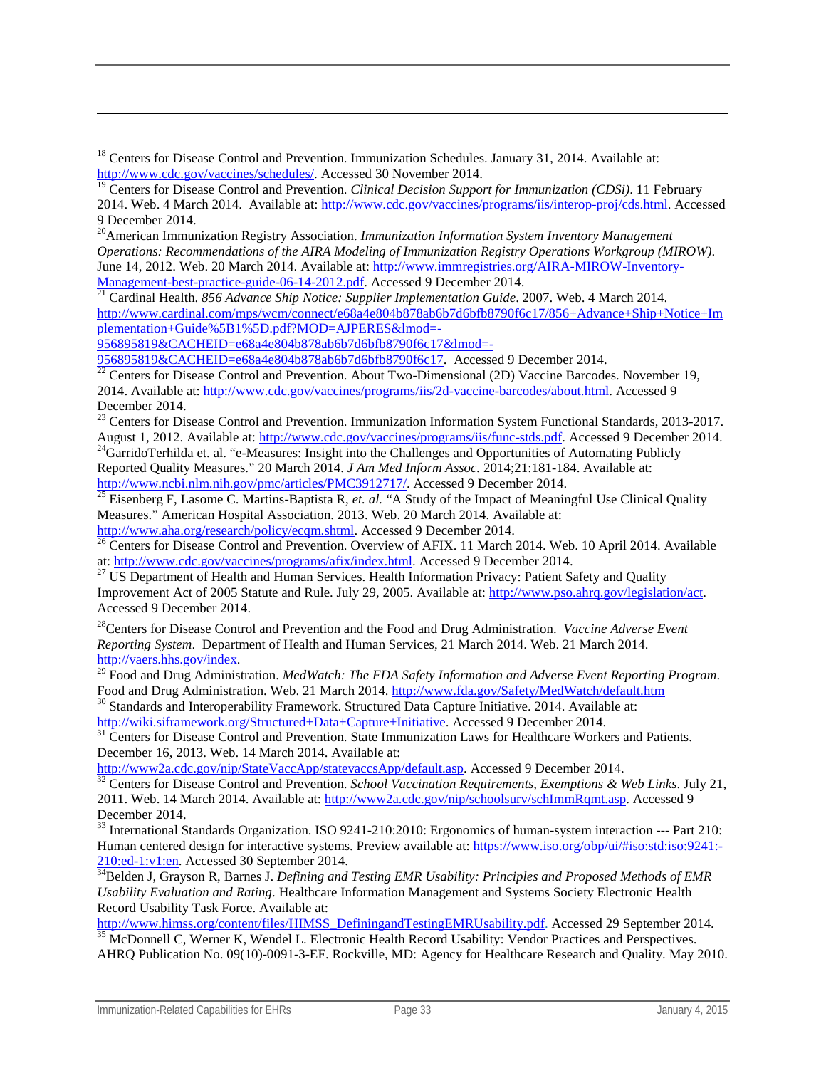[18] Centers for Disease Control and Prevention. Immunization Schedules. January 31, 2014. Available at: http://www.cdc.gov/vaccines/schedules/. Accessed 30 November 2014.

[19] Centers for Disease Control and Prevention. *Clinical Decision Support for Immunization (CDSi)*. 11 February 2014. Web. 4 March 2014. Available at: http://www.cdc.gov/vaccines/programs/iis/interop-proj/cds.html. Accessed 9 December 2014.

[20] American Immunization Registry Association. *Immunization Information System Inventory Management Operations: Recommendations of the AIRA Modeling of Immunization Registry Operations Workgroup (MIROW)*. June 14, 2012. Web. 20 March 2014. Available at: http://www.immregistries.org/AIRA-MIROW-Inventory-Management-best-practice-guide-06-14-2012.pdf. Accessed 9 December 2014.

[21] Cardinal Health. *856 Advance Ship Notice: Supplier Implementation Guide*. 2007. Web. 4 March 2014. http://www.cardinal.com/mps/wcm/connect/e68a4e804b878ab6b7d6bfb8790f6c17/856+Advance+Ship+Notice+Implementation+Guide%5B1%5D.pdf?MOD=AJPERES&lmod=-956895819&CACHEID=e68a4e804b878ab6b7d6bfb8790f6c17&lmod=-956895819&CACHEID=e68a4e804b878ab6b7d6bfb8790f6c17. Accessed 9 December 2014.

[22] Centers for Disease Control and Prevention. About Two-Dimensional (2D) Vaccine Barcodes. November 19, 2014. Available at: http://www.cdc.gov/vaccines/programs/iis/2d-vaccine-barcodes/about.html. Accessed 9 December 2014.

[23] Centers for Disease Control and Prevention. Immunization Information System Functional Standards, 2013-2017. August 1, 2012. Available at: http://www.cdc.gov/vaccines/programs/iis/func-stds.pdf. Accessed 9 December 2014.

[24] GarridoTerhilda et. al. "e-Measures: Insight into the Challenges and Opportunities of Automating Publicly Reported Quality Measures." 20 March 2014. *J Am Med Inform Assoc.* 2014;21:181-184. Available at: http://www.ncbi.nlm.nih.gov/pmc/articles/PMC3912717/. Accessed 9 December 2014.

[25] Eisenberg F, Lasome C. Martins-Baptista R, *et. al.* "A Study of the Impact of Meaningful Use Clinical Quality Measures." American Hospital Association. 2013. Web. 20 March 2014. Available at: http://www.aha.org/research/policy/ecqm.shtml. Accessed 9 December 2014.

[26] Centers for Disease Control and Prevention. Overview of AFIX. 11 March 2014. Web. 10 April 2014. Available at: http://www.cdc.gov/vaccines/programs/afix/index.html. Accessed 9 December 2014.

[27] US Department of Health and Human Services. Health Information Privacy: Patient Safety and Quality Improvement Act of 2005 Statute and Rule. July 29, 2005. Available at: http://www.pso.ahrq.gov/legislation/act. Accessed 9 December 2014.

[28] Centers for Disease Control and Prevention and the Food and Drug Administration. *Vaccine Adverse Event Reporting System*. Department of Health and Human Services, 21 March 2014. Web. 21 March 2014. http://vaers.hhs.gov/index.

[29] Food and Drug Administration. *MedWatch: The FDA Safety Information and Adverse Event Reporting Program*. Food and Drug Administration. Web. 21 March 2014. http://www.fda.gov/Safety/MedWatch/default.htm

[30] Standards and Interoperability Framework. Structured Data Capture Initiative. 2014. Available at: http://wiki.siframework.org/Structured+Data+Capture+Initiative. Accessed 9 December 2014.

[31] Centers for Disease Control and Prevention. State Immunization Laws for Healthcare Workers and Patients. December 16, 2013. Web. 14 March 2014. Available at: http://www2a.cdc.gov/nip/StateVaccApp/statevaccsApp/default.asp. Accessed 9 December 2014.

[32] Centers for Disease Control and Prevention. *School Vaccination Requirements, Exemptions & Web Links*. July 21, 2011. Web. 14 March 2014. Available at: http://www2a.cdc.gov/nip/schoolsurv/schImmRqmt.asp. Accessed 9 December 2014.

[33] International Standards Organization. ISO 9241-210:2010: Ergonomics of human-system interaction --- Part 210: Human centered design for interactive systems. Preview available at: https://www.iso.org/obp/ui/#iso:std:iso:9241:-210:ed-1:v1:en. Accessed 30 September 2014.

[34] Belden J, Grayson R, Barnes J. *Defining and Testing EMR Usability: Principles and Proposed Methods of EMR Usability Evaluation and Rating*. Healthcare Information Management and Systems Society Electronic Health Record Usability Task Force. Available at: http://www.himss.org/content/files/HIMSS_DefiningandTestingEMRUsability.pdf. Accessed 29 September 2014.

[35] McDonnell C, Werner K, Wendel L. Electronic Health Record Usability: Vendor Practices and Perspectives. AHRQ Publication No. 09(10)-0091-3-EF. Rockville, MD: Agency for Healthcare Research and Quality. May 2010.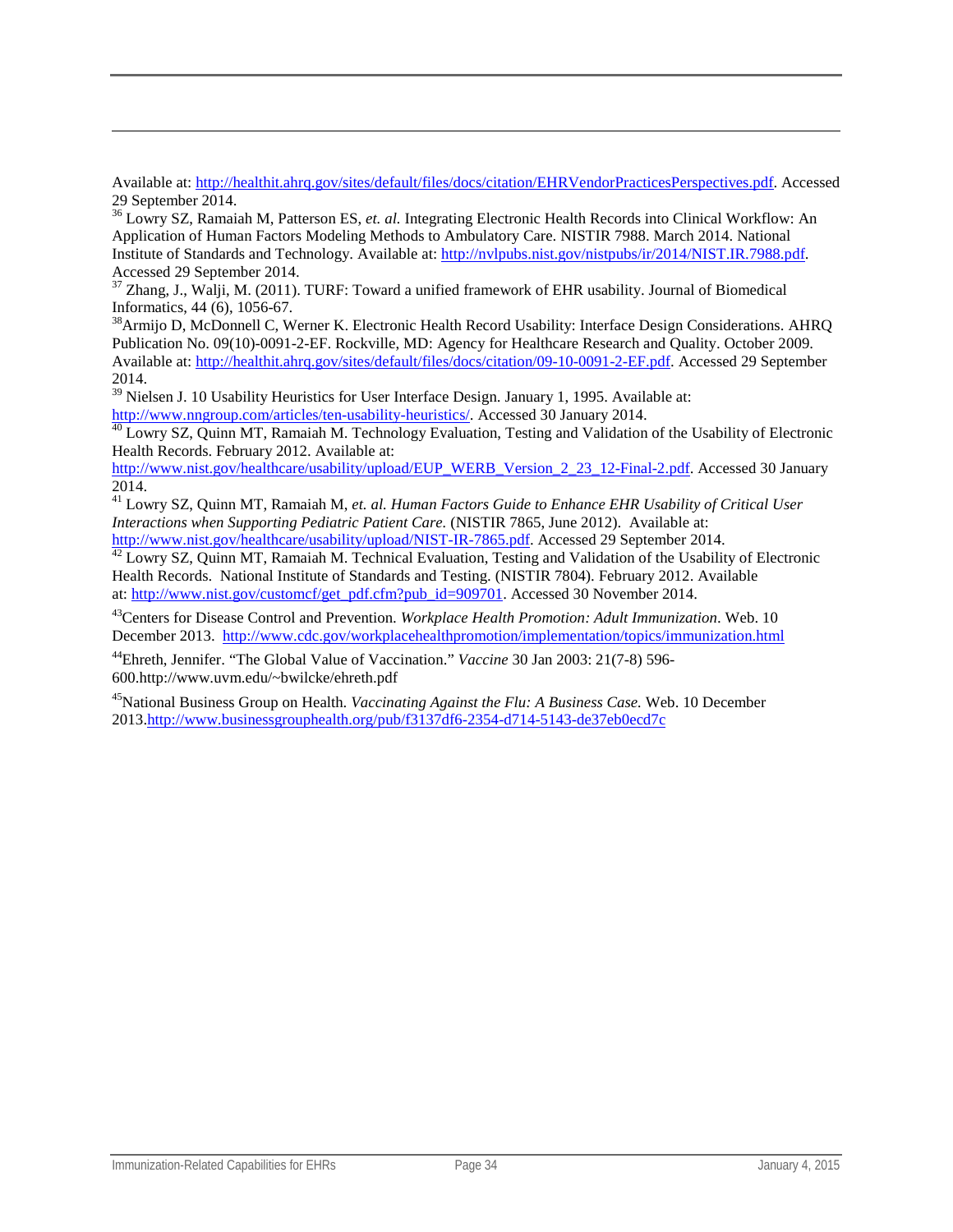Available at: http://healthit.ahrq.gov/sites/default/files/docs/citation/EHRVendorPracticesPerspectives.pdf. Accessed 29 September 2014.

[36] Lowry SZ, Ramaiah M, Patterson ES, *et. al.* Integrating Electronic Health Records into Clinical Workflow: An Application of Human Factors Modeling Methods to Ambulatory Care. NISTIR 7988. March 2014. National Institute of Standards and Technology. Available at: http://nvlpubs.nist.gov/nistpubs/ir/2014/NIST.IR.7988.pdf. Accessed 29 September 2014.

[37] Zhang, J., Walji, M. (2011). TURF: Toward a unified framework of EHR usability. Journal of Biomedical Informatics, 44 (6), 1056-67.

[38] Armijo D, McDonnell C, Werner K. Electronic Health Record Usability: Interface Design Considerations. AHRQ Publication No. 09(10)-0091-2-EF. Rockville, MD: Agency for Healthcare Research and Quality. October 2009. Available at: http://healthit.ahrq.gov/sites/default/files/docs/citation/09-10-0091-2-EF.pdf. Accessed 29 September 2014.

[39] Nielsen J. 10 Usability Heuristics for User Interface Design. January 1, 1995. Available at: http://www.nngroup.com/articles/ten-usability-heuristics/. Accessed 30 January 2014.

[40] Lowry SZ, Quinn MT, Ramaiah M. Technology Evaluation, Testing and Validation of the Usability of Electronic Health Records. February 2012. Available at: http://www.nist.gov/healthcare/usability/upload/EUP_WERB_Version_2_23_12-Final-2.pdf. Accessed 30 January 2014.

[41] Lowry SZ, Quinn MT, Ramaiah M, *et. al. Human Factors Guide to Enhance EHR Usability of Critical User Interactions when Supporting Pediatric Patient Care.* (NISTIR 7865, June 2012). Available at: http://www.nist.gov/healthcare/usability/upload/NIST-IR-7865.pdf. Accessed 29 September 2014.

[42] Lowry SZ, Quinn MT, Ramaiah M. Technical Evaluation, Testing and Validation of the Usability of Electronic Health Records. National Institute of Standards and Testing. (NISTIR 7804). February 2012. Available at: http://www.nist.gov/customcf/get_pdf.cfm?pub_id=909701. Accessed 30 November 2014.

[43] Centers for Disease Control and Prevention. *Workplace Health Promotion: Adult Immunization*. Web. 10 December 2013. http://www.cdc.gov/workplacehealthpromotion/implementation/topics/immunization.html

[44] Ehreth, Jennifer. "The Global Value of Vaccination." *Vaccine* 30 Jan 2003: 21(7-8) 596-600.http://www.uvm.edu/~bwilcke/ehreth.pdf

[45] National Business Group on Health. *Vaccinating Against the Flu: A Business Case.* Web. 10 December 2013.http://www.businessgrouphealth.org/pub/f3137df6-2354-d714-5143-de37eb0ecd7c